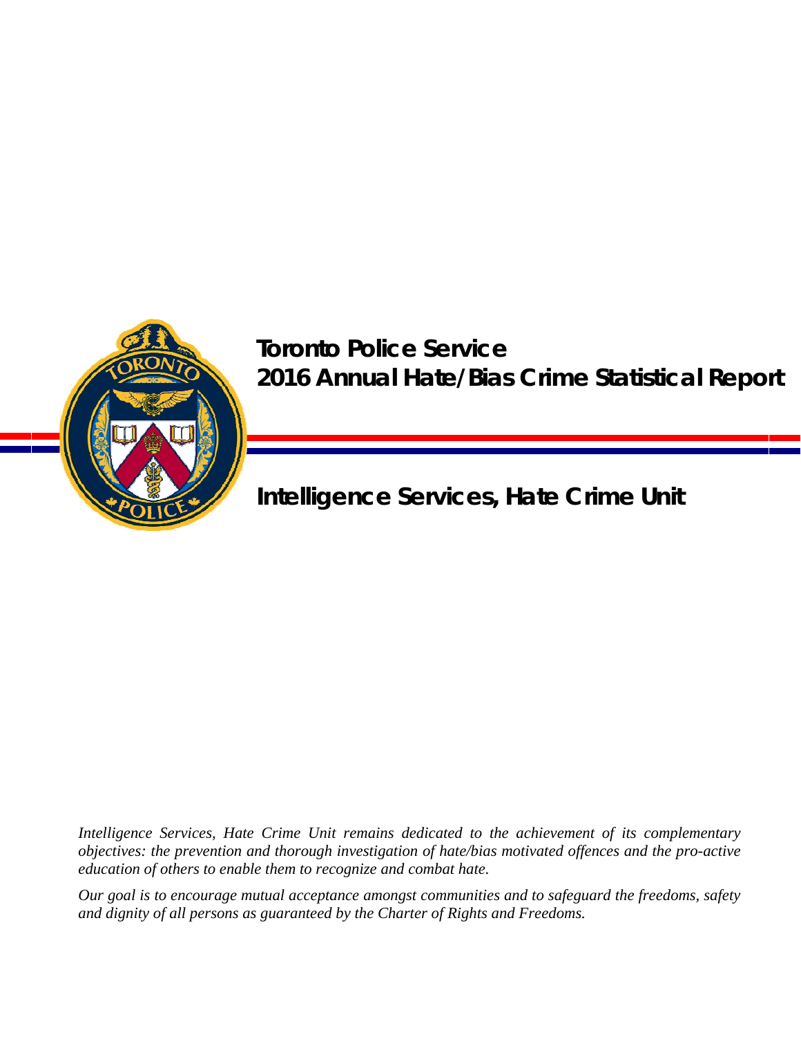# Toronto Police Service
# 2016 Annual Hate/Bias Crime Statistical Report

## Intelligence Services, Hate Crime Unit

*Intelligence Services, Hate Crime Unit remains dedicated to the achievement of its complementary objectives: the prevention and thorough investigation of hate/bias motivated offences and the pro-active education of others to enable them to recognize and combat hate.*

*Our goal is to encourage mutual acceptance amongst communities and to safeguard the freedoms, safety and dignity of all persons as guaranteed by the Charter of Rights and Freedoms.*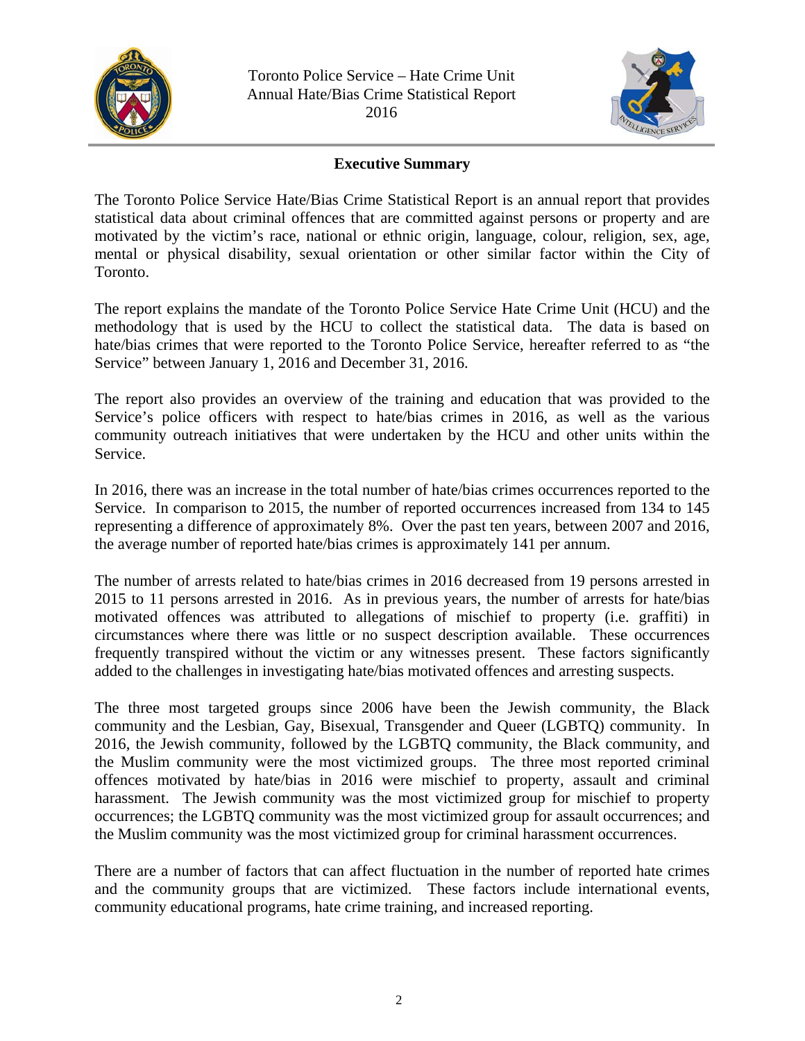## Executive Summary

The Toronto Police Service Hate/Bias Crime Statistical Report is an annual report that provides statistical data about criminal offences that are committed against persons or property and are motivated by the victim's race, national or ethnic origin, language, colour, religion, sex, age, mental or physical disability, sexual orientation or other similar factor within the City of Toronto.

The report explains the mandate of the Toronto Police Service Hate Crime Unit (HCU) and the methodology that is used by the HCU to collect the statistical data. The data is based on hate/bias crimes that were reported to the Toronto Police Service, hereafter referred to as "the Service" between January 1, 2016 and December 31, 2016.

The report also provides an overview of the training and education that was provided to the Service's police officers with respect to hate/bias crimes in 2016, as well as the various community outreach initiatives that were undertaken by the HCU and other units within the Service.

In 2016, there was an increase in the total number of hate/bias crimes occurrences reported to the Service. In comparison to 2015, the number of reported occurrences increased from 134 to 145 representing a difference of approximately 8%. Over the past ten years, between 2007 and 2016, the average number of reported hate/bias crimes is approximately 141 per annum.

The number of arrests related to hate/bias crimes in 2016 decreased from 19 persons arrested in 2015 to 11 persons arrested in 2016. As in previous years, the number of arrests for hate/bias motivated offences was attributed to allegations of mischief to property (i.e. graffiti) in circumstances where there was little or no suspect description available. These occurrences frequently transpired without the victim or any witnesses present. These factors significantly added to the challenges in investigating hate/bias motivated offences and arresting suspects.

The three most targeted groups since 2006 have been the Jewish community, the Black community and the Lesbian, Gay, Bisexual, Transgender and Queer (LGBTQ) community. In 2016, the Jewish community, followed by the LGBTQ community, the Black community, and the Muslim community were the most victimized groups. The three most reported criminal offences motivated by hate/bias in 2016 were mischief to property, assault and criminal harassment. The Jewish community was the most victimized group for mischief to property occurrences; the LGBTQ community was the most victimized group for assault occurrences; and the Muslim community was the most victimized group for criminal harassment occurrences.

There are a number of factors that can affect fluctuation in the number of reported hate crimes and the community groups that are victimized. These factors include international events, community educational programs, hate crime training, and increased reporting.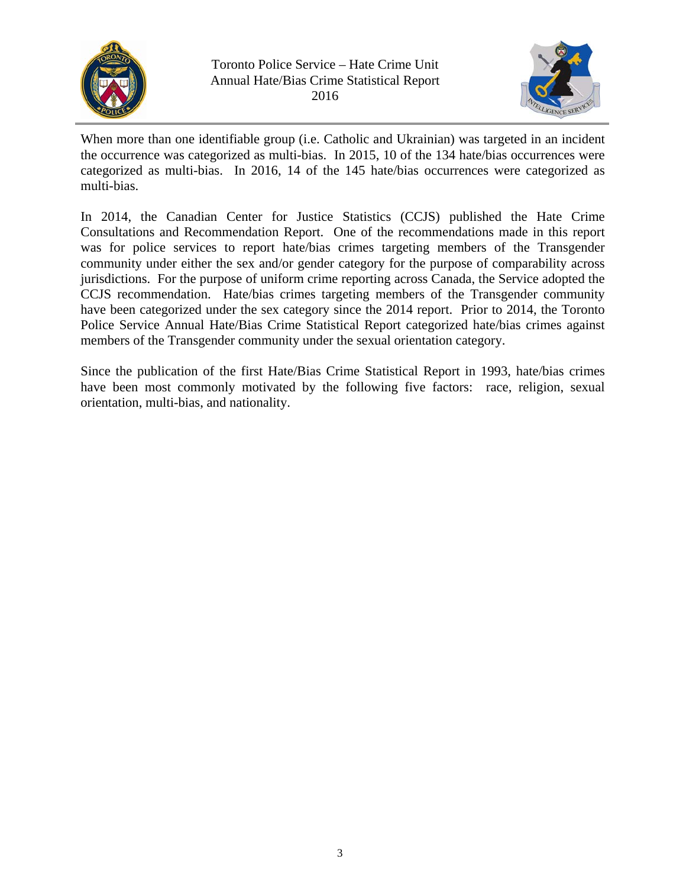When more than one identifiable group (i.e. Catholic and Ukrainian) was targeted in an incident the occurrence was categorized as multi-bias. In 2015, 10 of the 134 hate/bias occurrences were categorized as multi-bias. In 2016, 14 of the 145 hate/bias occurrences were categorized as multi-bias.

In 2014, the Canadian Center for Justice Statistics (CCJS) published the Hate Crime Consultations and Recommendation Report. One of the recommendations made in this report was for police services to report hate/bias crimes targeting members of the Transgender community under either the sex and/or gender category for the purpose of comparability across jurisdictions. For the purpose of uniform crime reporting across Canada, the Service adopted the CCJS recommendation. Hate/bias crimes targeting members of the Transgender community have been categorized under the sex category since the 2014 report. Prior to 2014, the Toronto Police Service Annual Hate/Bias Crime Statistical Report categorized hate/bias crimes against members of the Transgender community under the sexual orientation category.

Since the publication of the first Hate/Bias Crime Statistical Report in 1993, hate/bias crimes have been most commonly motivated by the following five factors: race, religion, sexual orientation, multi-bias, and nationality.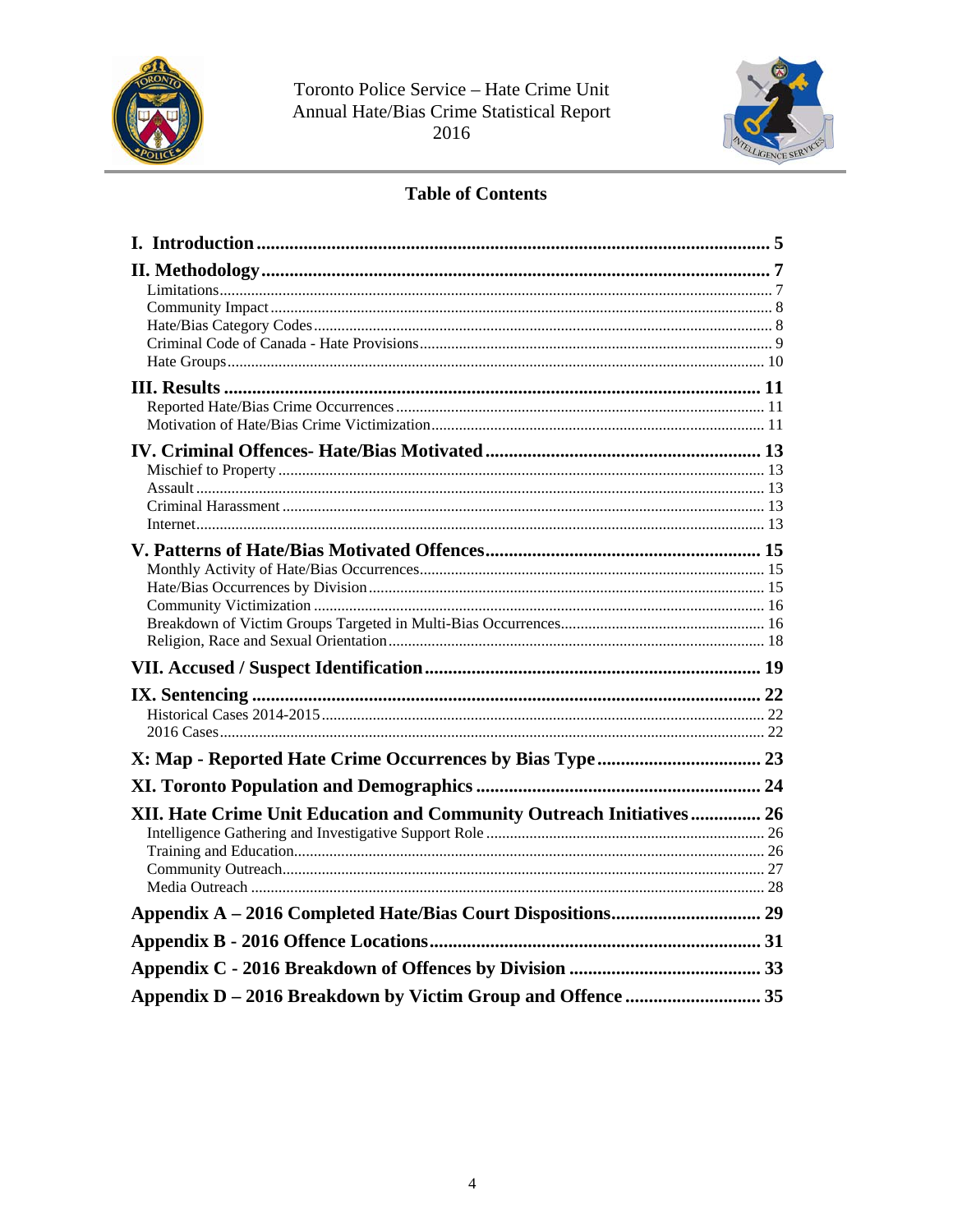## Table of Contents

| | |
|---|---|
| **I. Introduction** | **5** |
| **II. Methodology** | **7** |
| Limitations | 7 |
| Community Impact | 8 |
| Hate/Bias Category Codes | 8 |
| Criminal Code of Canada - Hate Provisions | 9 |
| Hate Groups | 10 |
| **III. Results** | **11** |
| Reported Hate/Bias Crime Occurrences | 11 |
| Motivation of Hate/Bias Crime Victimization | 11 |
| **IV. Criminal Offences- Hate/Bias Motivated** | **13** |
| Mischief to Property | 13 |
| Assault | 13 |
| Criminal Harassment | 13 |
| Internet | 13 |
| **V. Patterns of Hate/Bias Motivated Offences** | **15** |
| Monthly Activity of Hate/Bias Occurrences | 15 |
| Hate/Bias Occurrences by Division | 15 |
| Community Victimization | 16 |
| Breakdown of Victim Groups Targeted in Multi-Bias Occurrences | 16 |
| Religion, Race and Sexual Orientation | 18 |
| **VII. Accused / Suspect Identification** | **19** |
| **IX. Sentencing** | **22** |
| Historical Cases 2014-2015 | 22 |
| 2016 Cases | 22 |
| **X: Map - Reported Hate Crime Occurrences by Bias Type** | **23** |
| **XI. Toronto Population and Demographics** | **24** |
| **XII. Hate Crime Unit Education and Community Outreach Initiatives** | **26** |
| Intelligence Gathering and Investigative Support Role | 26 |
| Training and Education | 26 |
| Community Outreach | 27 |
| Media Outreach | 28 |
| **Appendix A – 2016 Completed Hate/Bias Court Dispositions** | **29** |
| **Appendix B - 2016 Offence Locations** | **31** |
| **Appendix C - 2016 Breakdown of Offences by Division** | **33** |
| **Appendix D – 2016 Breakdown by Victim Group and Offence** | **35** |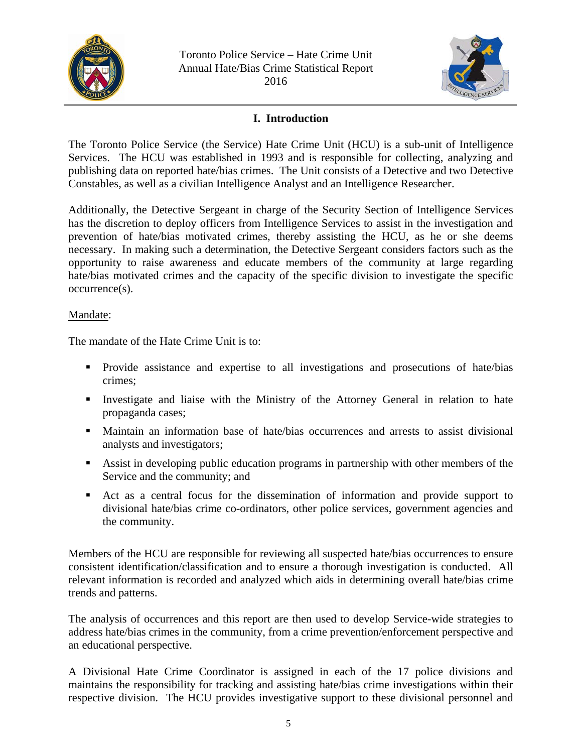## I. Introduction

The Toronto Police Service (the Service) Hate Crime Unit (HCU) is a sub-unit of Intelligence Services. The HCU was established in 1993 and is responsible for collecting, analyzing and publishing data on reported hate/bias crimes. The Unit consists of a Detective and two Detective Constables, as well as a civilian Intelligence Analyst and an Intelligence Researcher.

Additionally, the Detective Sergeant in charge of the Security Section of Intelligence Services has the discretion to deploy officers from Intelligence Services to assist in the investigation and prevention of hate/bias motivated crimes, thereby assisting the HCU, as he or she deems necessary. In making such a determination, the Detective Sergeant considers factors such as the opportunity to raise awareness and educate members of the community at large regarding hate/bias motivated crimes and the capacity of the specific division to investigate the specific occurrence(s).

Mandate:

The mandate of the Hate Crime Unit is to:

- Provide assistance and expertise to all investigations and prosecutions of hate/bias crimes;
- Investigate and liaise with the Ministry of the Attorney General in relation to hate propaganda cases;
- Maintain an information base of hate/bias occurrences and arrests to assist divisional analysts and investigators;
- Assist in developing public education programs in partnership with other members of the Service and the community; and
- Act as a central focus for the dissemination of information and provide support to divisional hate/bias crime co-ordinators, other police services, government agencies and the community.

Members of the HCU are responsible for reviewing all suspected hate/bias occurrences to ensure consistent identification/classification and to ensure a thorough investigation is conducted. All relevant information is recorded and analyzed which aids in determining overall hate/bias crime trends and patterns.

The analysis of occurrences and this report are then used to develop Service-wide strategies to address hate/bias crimes in the community, from a crime prevention/enforcement perspective and an educational perspective.

A Divisional Hate Crime Coordinator is assigned in each of the 17 police divisions and maintains the responsibility for tracking and assisting hate/bias crime investigations within their respective division. The HCU provides investigative support to these divisional personnel and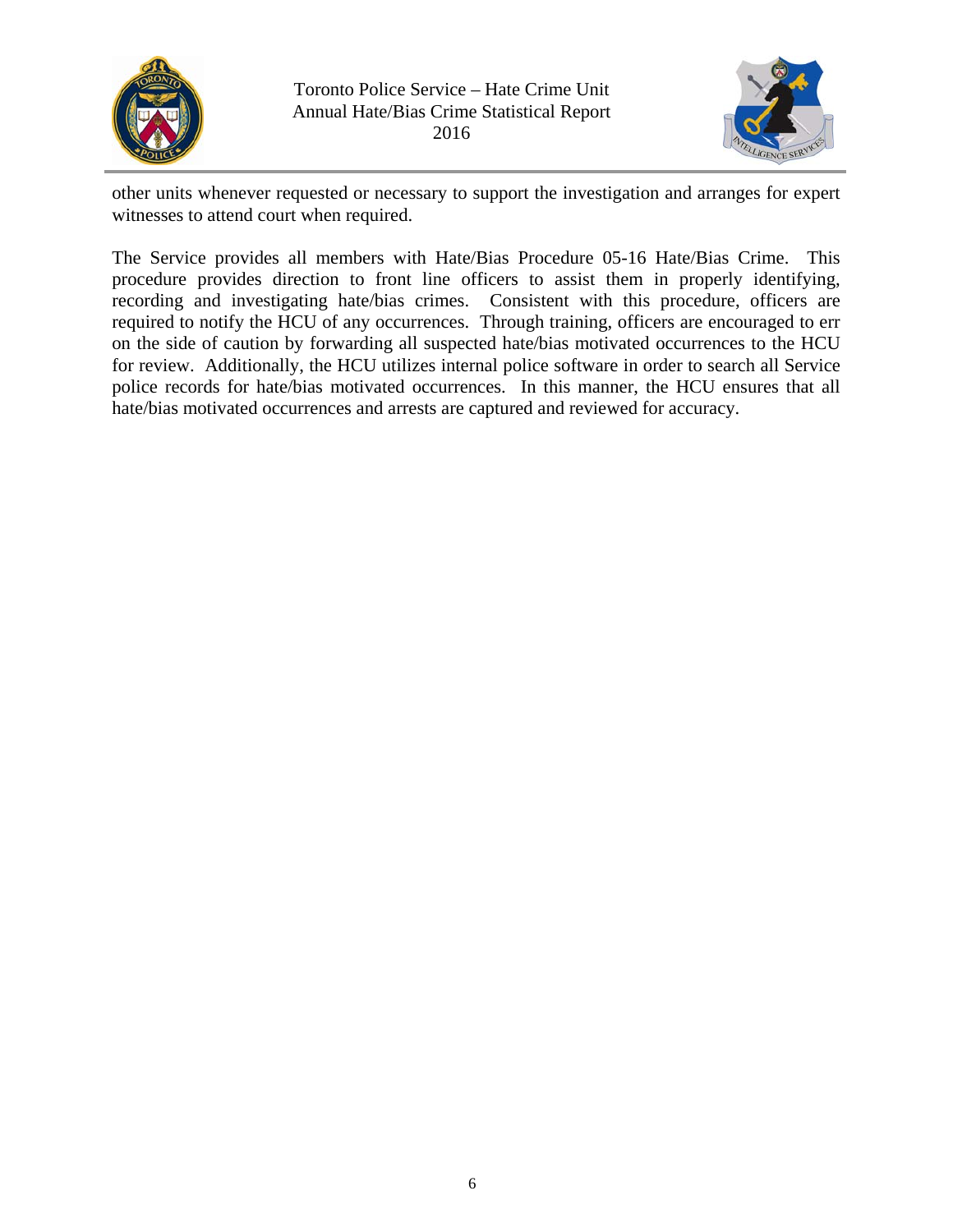other units whenever requested or necessary to support the investigation and arranges for expert witnesses to attend court when required.

The Service provides all members with Hate/Bias Procedure 05-16 Hate/Bias Crime. This procedure provides direction to front line officers to assist them in properly identifying, recording and investigating hate/bias crimes. Consistent with this procedure, officers are required to notify the HCU of any occurrences. Through training, officers are encouraged to err on the side of caution by forwarding all suspected hate/bias motivated occurrences to the HCU for review. Additionally, the HCU utilizes internal police software in order to search all Service police records for hate/bias motivated occurrences. In this manner, the HCU ensures that all hate/bias motivated occurrences and arrests are captured and reviewed for accuracy.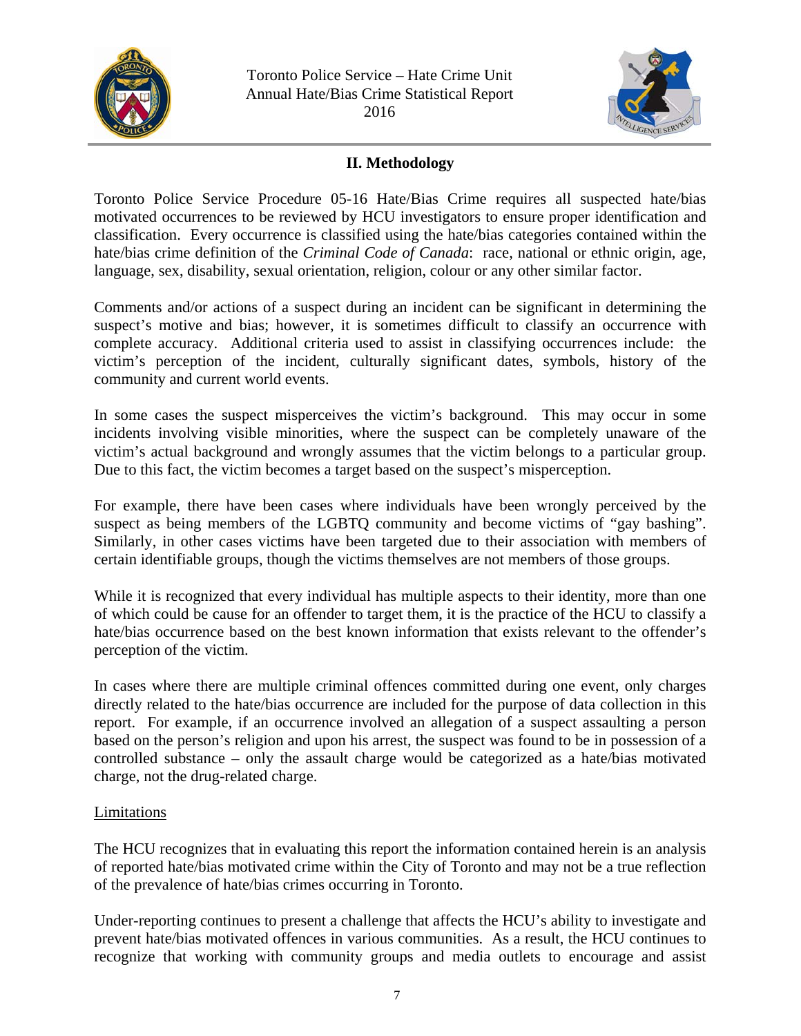## II. Methodology

Toronto Police Service Procedure 05-16 Hate/Bias Crime requires all suspected hate/bias motivated occurrences to be reviewed by HCU investigators to ensure proper identification and classification. Every occurrence is classified using the hate/bias categories contained within the hate/bias crime definition of the *Criminal Code of Canada*: race, national or ethnic origin, age, language, sex, disability, sexual orientation, religion, colour or any other similar factor.

Comments and/or actions of a suspect during an incident can be significant in determining the suspect's motive and bias; however, it is sometimes difficult to classify an occurrence with complete accuracy. Additional criteria used to assist in classifying occurrences include: the victim's perception of the incident, culturally significant dates, symbols, history of the community and current world events.

In some cases the suspect misperceives the victim's background. This may occur in some incidents involving visible minorities, where the suspect can be completely unaware of the victim's actual background and wrongly assumes that the victim belongs to a particular group. Due to this fact, the victim becomes a target based on the suspect's misperception.

For example, there have been cases where individuals have been wrongly perceived by the suspect as being members of the LGBTQ community and become victims of "gay bashing". Similarly, in other cases victims have been targeted due to their association with members of certain identifiable groups, though the victims themselves are not members of those groups.

While it is recognized that every individual has multiple aspects to their identity, more than one of which could be cause for an offender to target them, it is the practice of the HCU to classify a hate/bias occurrence based on the best known information that exists relevant to the offender's perception of the victim.

In cases where there are multiple criminal offences committed during one event, only charges directly related to the hate/bias occurrence are included for the purpose of data collection in this report. For example, if an occurrence involved an allegation of a suspect assaulting a person based on the person's religion and upon his arrest, the suspect was found to be in possession of a controlled substance – only the assault charge would be categorized as a hate/bias motivated charge, not the drug-related charge.

Limitations

The HCU recognizes that in evaluating this report the information contained herein is an analysis of reported hate/bias motivated crime within the City of Toronto and may not be a true reflection of the prevalence of hate/bias crimes occurring in Toronto.

Under-reporting continues to present a challenge that affects the HCU's ability to investigate and prevent hate/bias motivated offences in various communities. As a result, the HCU continues to recognize that working with community groups and media outlets to encourage and assist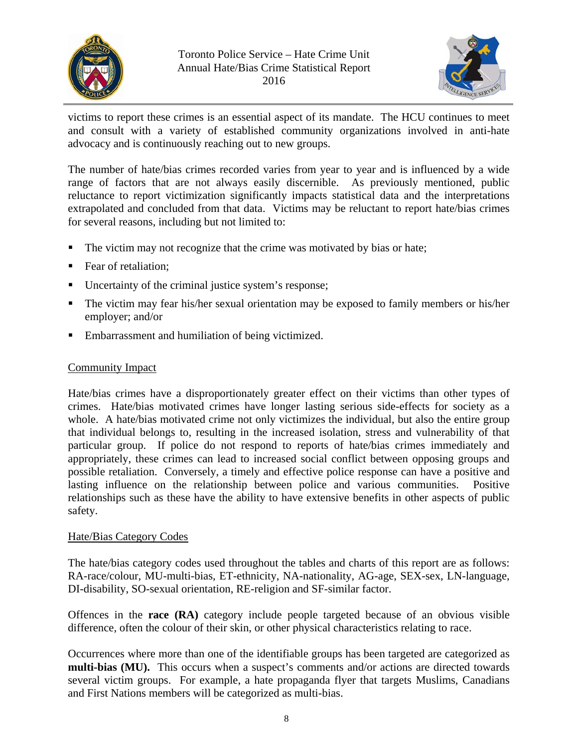victims to report these crimes is an essential aspect of its mandate. The HCU continues to meet and consult with a variety of established community organizations involved in anti-hate advocacy and is continuously reaching out to new groups.

The number of hate/bias crimes recorded varies from year to year and is influenced by a wide range of factors that are not always easily discernible. As previously mentioned, public reluctance to report victimization significantly impacts statistical data and the interpretations extrapolated and concluded from that data. Victims may be reluctant to report hate/bias crimes for several reasons, including but not limited to:

- The victim may not recognize that the crime was motivated by bias or hate;
- Fear of retaliation;
- Uncertainty of the criminal justice system's response;
- The victim may fear his/her sexual orientation may be exposed to family members or his/her employer; and/or
- Embarrassment and humiliation of being victimized.

## Community Impact

Hate/bias crimes have a disproportionately greater effect on their victims than other types of crimes. Hate/bias motivated crimes have longer lasting serious side-effects for society as a whole. A hate/bias motivated crime not only victimizes the individual, but also the entire group that individual belongs to, resulting in the increased isolation, stress and vulnerability of that particular group. If police do not respond to reports of hate/bias crimes immediately and appropriately, these crimes can lead to increased social conflict between opposing groups and possible retaliation. Conversely, a timely and effective police response can have a positive and lasting influence on the relationship between police and various communities. Positive relationships such as these have the ability to have extensive benefits in other aspects of public safety.

## Hate/Bias Category Codes

The hate/bias category codes used throughout the tables and charts of this report are as follows: RA-race/colour, MU-multi-bias, ET-ethnicity, NA-nationality, AG-age, SEX-sex, LN-language, DI-disability, SO-sexual orientation, RE-religion and SF-similar factor.

Offences in the **race (RA)** category include people targeted because of an obvious visible difference, often the colour of their skin, or other physical characteristics relating to race.

Occurrences where more than one of the identifiable groups has been targeted are categorized as **multi-bias (MU).** This occurs when a suspect's comments and/or actions are directed towards several victim groups. For example, a hate propaganda flyer that targets Muslims, Canadians and First Nations members will be categorized as multi-bias.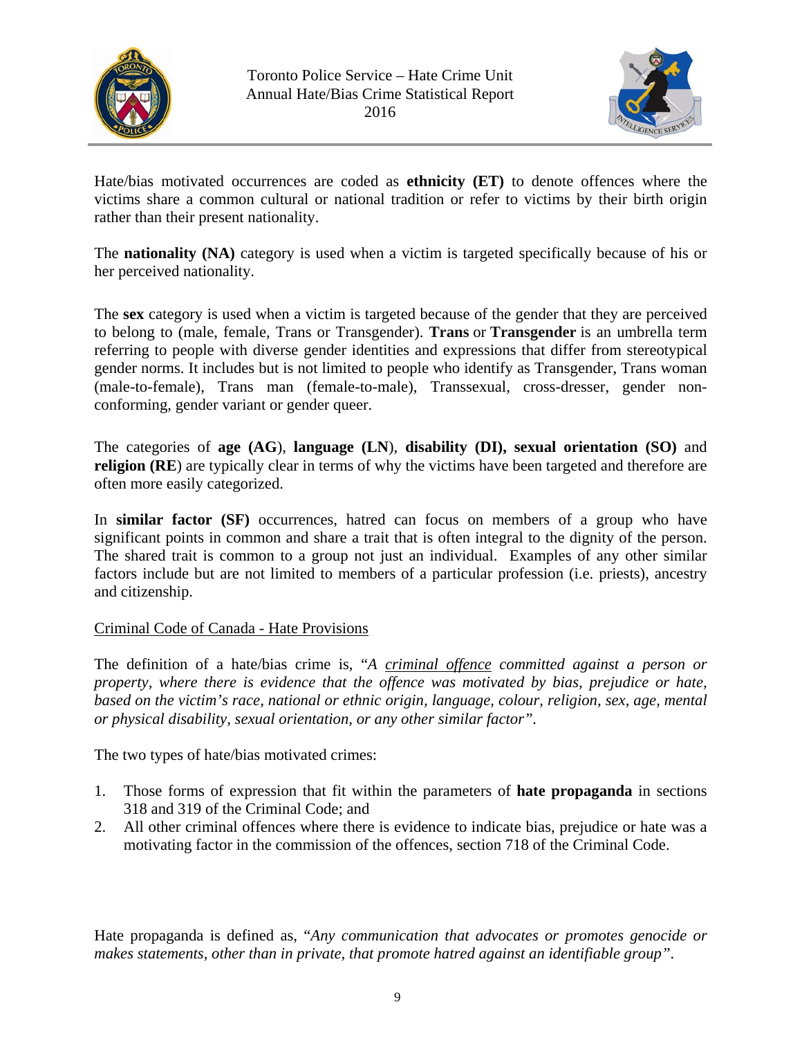Hate/bias motivated occurrences are coded as **ethnicity (ET)** to denote offences where the victims share a common cultural or national tradition or refer to victims by their birth origin rather than their present nationality.

The **nationality (NA)** category is used when a victim is targeted specifically because of his or her perceived nationality.

The **sex** category is used when a victim is targeted because of the gender that they are perceived to belong to (male, female, Trans or Transgender). **Trans** or **Transgender** is an umbrella term referring to people with diverse gender identities and expressions that differ from stereotypical gender norms. It includes but is not limited to people who identify as Transgender, Trans woman (male-to-female), Trans man (female-to-male), Transsexual, cross-dresser, gender non-conforming, gender variant or gender queer.

The categories of **age (AG)**, **language (LN)**, **disability (DI), sexual orientation (SO)** and **religion (RE)** are typically clear in terms of why the victims have been targeted and therefore are often more easily categorized.

In **similar factor (SF)** occurrences, hatred can focus on members of a group who have significant points in common and share a trait that is often integral to the dignity of the person. The shared trait is common to a group not just an individual. Examples of any other similar factors include but are not limited to members of a particular profession (i.e. priests), ancestry and citizenship.

Criminal Code of Canada - Hate Provisions

The definition of a hate/bias crime is, "*A criminal offence committed against a person or property, where there is evidence that the offence was motivated by bias, prejudice or hate, based on the victim's race, national or ethnic origin, language, colour, religion, sex, age, mental or physical disability, sexual orientation, or any other similar factor*".

The two types of hate/bias motivated crimes:

1. Those forms of expression that fit within the parameters of **hate propaganda** in sections 318 and 319 of the Criminal Code; and
2. All other criminal offences where there is evidence to indicate bias, prejudice or hate was a motivating factor in the commission of the offences, section 718 of the Criminal Code.

Hate propaganda is defined as, "*Any communication that advocates or promotes genocide or makes statements, other than in private, that promote hatred against an identifiable group*".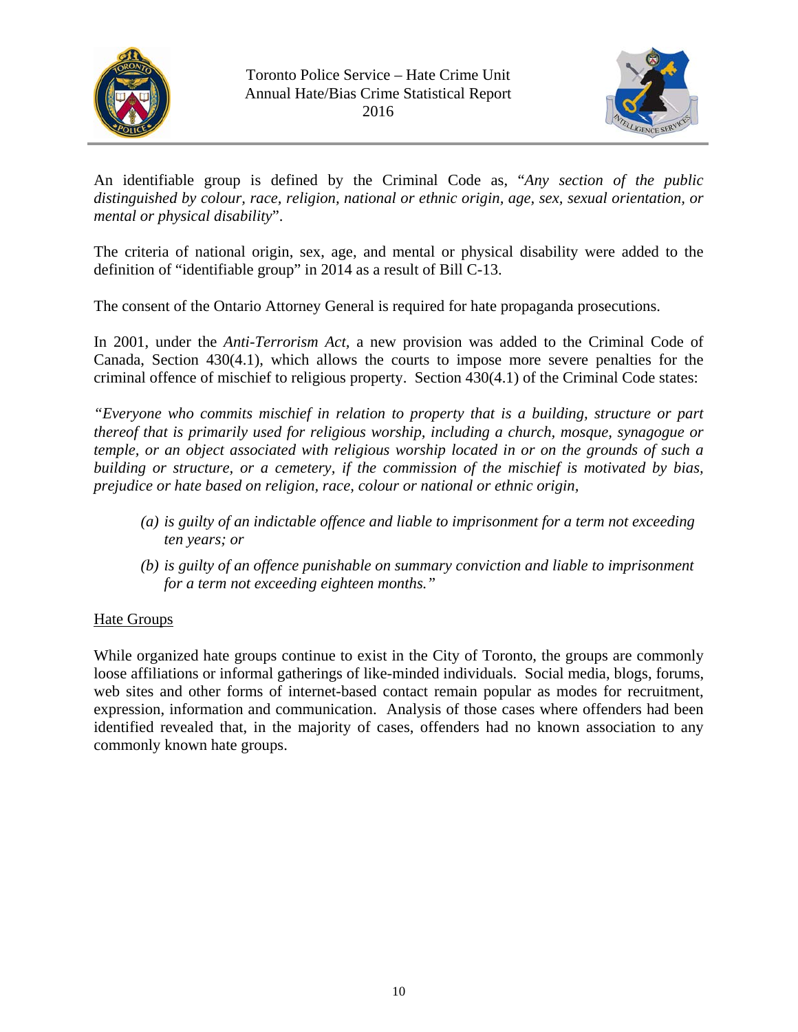An identifiable group is defined by the Criminal Code as, "*Any section of the public distinguished by colour, race, religion, national or ethnic origin, age, sex, sexual orientation, or mental or physical disability*".

The criteria of national origin, sex, age, and mental or physical disability were added to the definition of "identifiable group" in 2014 as a result of Bill C-13.

The consent of the Ontario Attorney General is required for hate propaganda prosecutions.

In 2001, under the *Anti-Terrorism Act*, a new provision was added to the Criminal Code of Canada, Section 430(4.1), which allows the courts to impose more severe penalties for the criminal offence of mischief to religious property. Section 430(4.1) of the Criminal Code states:

*"Everyone who commits mischief in relation to property that is a building, structure or part thereof that is primarily used for religious worship, including a church, mosque, synagogue or temple, or an object associated with religious worship located in or on the grounds of such a building or structure, or a cemetery, if the commission of the mischief is motivated by bias, prejudice or hate based on religion, race, colour or national or ethnic origin,*

*(a) is guilty of an indictable offence and liable to imprisonment for a term not exceeding ten years; or*

*(b) is guilty of an offence punishable on summary conviction and liable to imprisonment for a term not exceeding eighteen months."*

## Hate Groups

While organized hate groups continue to exist in the City of Toronto, the groups are commonly loose affiliations or informal gatherings of like-minded individuals. Social media, blogs, forums, web sites and other forms of internet-based contact remain popular as modes for recruitment, expression, information and communication. Analysis of those cases where offenders had been identified revealed that, in the majority of cases, offenders had no known association to any commonly known hate groups.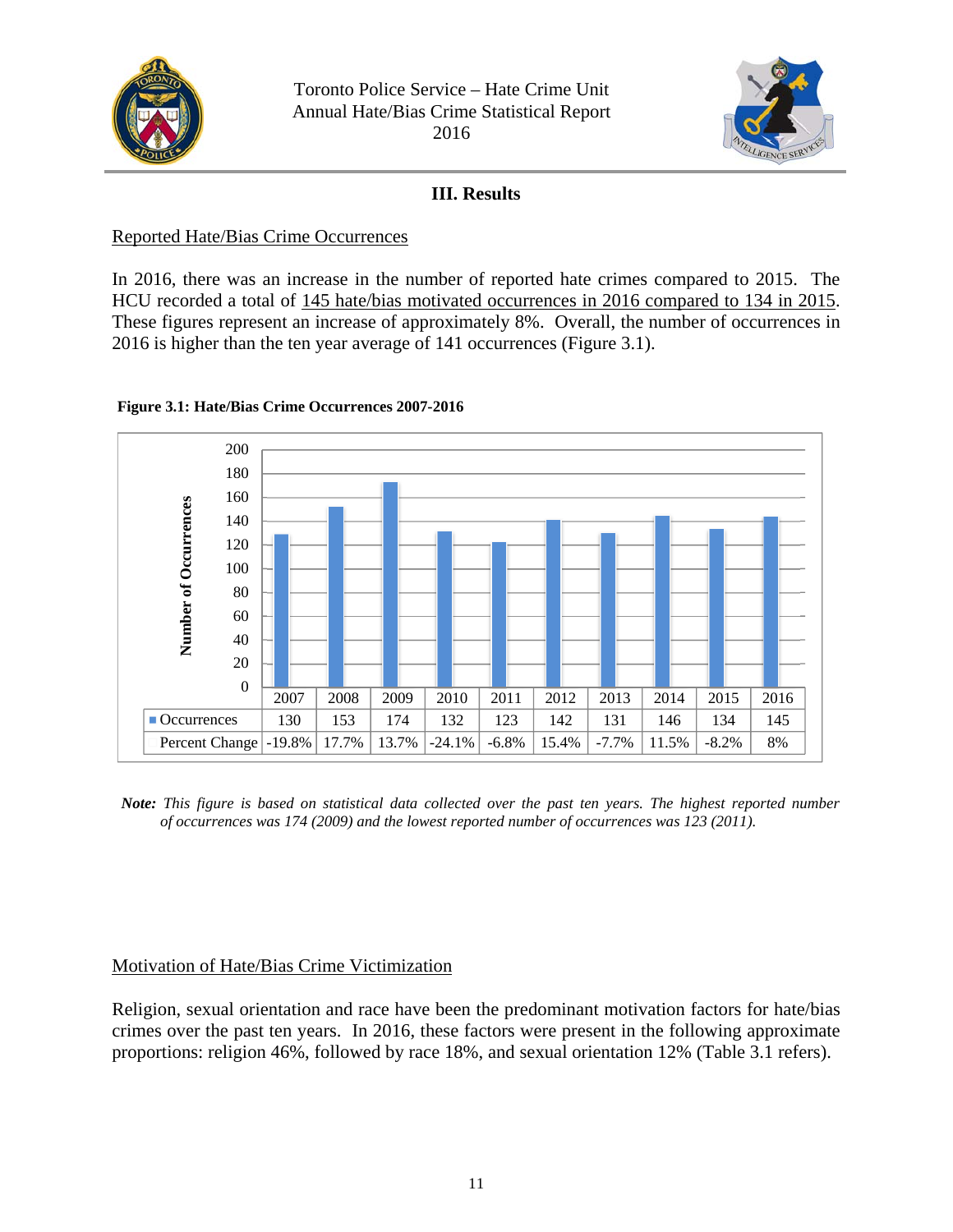## III. Results

### Reported Hate/Bias Crime Occurrences

In 2016, there was an increase in the number of reported hate crimes compared to 2015. The HCU recorded a total of 145 hate/bias motivated occurrences in 2016 compared to 134 in 2015. These figures represent an increase of approximately 8%. Overall, the number of occurrences in 2016 is higher than the ten year average of 141 occurrences (Figure 3.1).

**Figure 3.1: Hate/Bias Crime Occurrences 2007-2016**

| | 2007 | 2008 | 2009 | 2010 | 2011 | 2012 | 2013 | 2014 | 2015 | 2016 |
|---|---|---|---|---|---|---|---|---|---|---|
| Occurrences | 130 | 153 | 174 | 132 | 123 | 142 | 131 | 146 | 134 | 145 |
| Percent Change | -19.8% | 17.7% | 13.7% | -24.1% | -6.8% | 15.4% | -7.7% | 11.5% | -8.2% | 8% |

***Note:*** *This figure is based on statistical data collected over the past ten years. The highest reported number of occurrences was 174 (2009) and the lowest reported number of occurrences was 123 (2011).*

### Motivation of Hate/Bias Crime Victimization

Religion, sexual orientation and race have been the predominant motivation factors for hate/bias crimes over the past ten years. In 2016, these factors were present in the following approximate proportions: religion 46%, followed by race 18%, and sexual orientation 12% (Table 3.1 refers).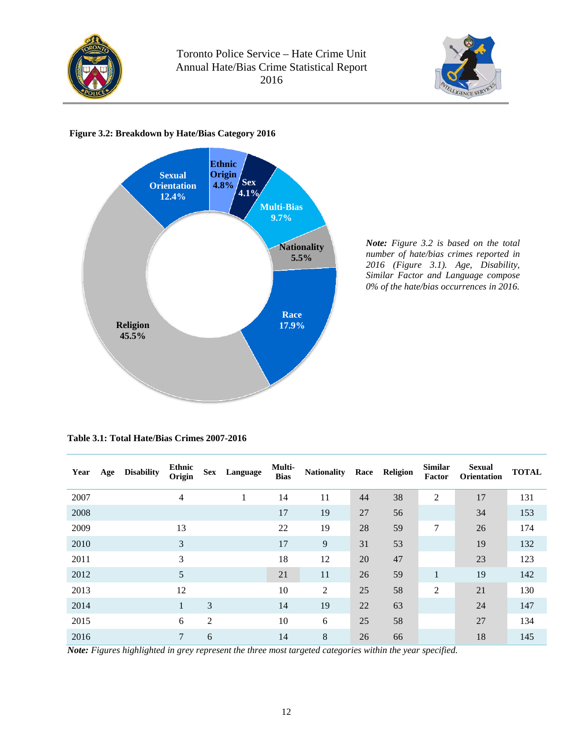**Figure 3.2: Breakdown by Hate/Bias Category 2016**

| Category | Percentage |
|---|---|
| Religion | 45.5% |
| Race | 17.9% |
| Sexual Orientation | 12.4% |
| Multi-Bias | 9.7% |
| Nationality | 5.5% |
| Ethnic Origin | 4.8% |
| Sex | 4.1% |

***Note:*** *Figure 3.2 is based on the total number of hate/bias crimes reported in 2016 (Figure 3.1). Age, Disability, Similar Factor and Language compose 0% of the hate/bias occurrences in 2016.*

**Table 3.1: Total Hate/Bias Crimes 2007-2016**

| Year | Age | Disability | Ethnic Origin | Sex | Language | Multi-Bias | Nationality | Race | Religion | Similar Factor | Sexual Orientation | TOTAL |
|---|---|---|---|---|---|---|---|---|---|---|---|---|
| 2007 | | | 4 | | 1 | 14 | 11 | 44 | 38 | 2 | 17 | 131 |
| 2008 | | | | | | 17 | 19 | 27 | 56 | | 34 | 153 |
| 2009 | | | 13 | | | 22 | 19 | 28 | 59 | 7 | 26 | 174 |
| 2010 | | | 3 | | | 17 | 9 | 31 | 53 | | 19 | 132 |
| 2011 | | | 3 | | | 18 | 12 | 20 | 47 | | 23 | 123 |
| 2012 | | | 5 | | | 21 | 11 | 26 | 59 | 1 | 19 | 142 |
| 2013 | | | 12 | | | 10 | 2 | 25 | 58 | 2 | 21 | 130 |
| 2014 | | | 1 | 3 | | 14 | 19 | 22 | 63 | | 24 | 147 |
| 2015 | | | 6 | 2 | | 10 | 6 | 25 | 58 | | 27 | 134 |
| 2016 | | | 7 | 6 | | 14 | 8 | 26 | 66 | | 18 | 145 |

***Note:*** *Figures highlighted in grey represent the three most targeted categories within the year specified.*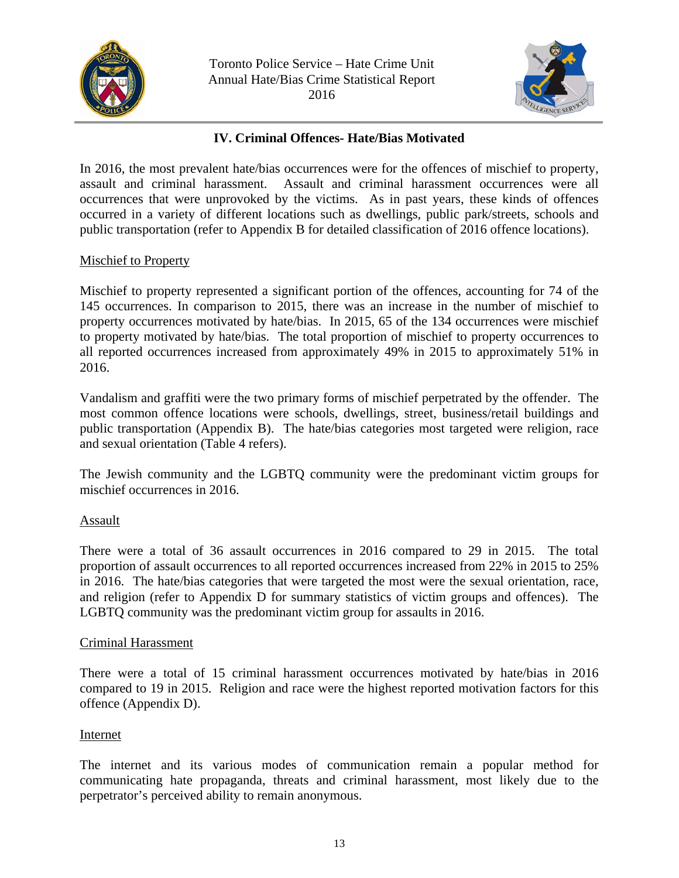## IV. Criminal Offences- Hate/Bias Motivated

In 2016, the most prevalent hate/bias occurrences were for the offences of mischief to property, assault and criminal harassment. Assault and criminal harassment occurrences were all occurrences that were unprovoked by the victims. As in past years, these kinds of offences occurred in a variety of different locations such as dwellings, public park/streets, schools and public transportation (refer to Appendix B for detailed classification of 2016 offence locations).

### Mischief to Property

Mischief to property represented a significant portion of the offences, accounting for 74 of the 145 occurrences. In comparison to 2015, there was an increase in the number of mischief to property occurrences motivated by hate/bias. In 2015, 65 of the 134 occurrences were mischief to property motivated by hate/bias. The total proportion of mischief to property occurrences to all reported occurrences increased from approximately 49% in 2015 to approximately 51% in 2016.

Vandalism and graffiti were the two primary forms of mischief perpetrated by the offender. The most common offence locations were schools, dwellings, street, business/retail buildings and public transportation (Appendix B). The hate/bias categories most targeted were religion, race and sexual orientation (Table 4 refers).

The Jewish community and the LGBTQ community were the predominant victim groups for mischief occurrences in 2016.

### Assault

There were a total of 36 assault occurrences in 2016 compared to 29 in 2015. The total proportion of assault occurrences to all reported occurrences increased from 22% in 2015 to 25% in 2016. The hate/bias categories that were targeted the most were the sexual orientation, race, and religion (refer to Appendix D for summary statistics of victim groups and offences). The LGBTQ community was the predominant victim group for assaults in 2016.

### Criminal Harassment

There were a total of 15 criminal harassment occurrences motivated by hate/bias in 2016 compared to 19 in 2015. Religion and race were the highest reported motivation factors for this offence (Appendix D).

### Internet

The internet and its various modes of communication remain a popular method for communicating hate propaganda, threats and criminal harassment, most likely due to the perpetrator's perceived ability to remain anonymous.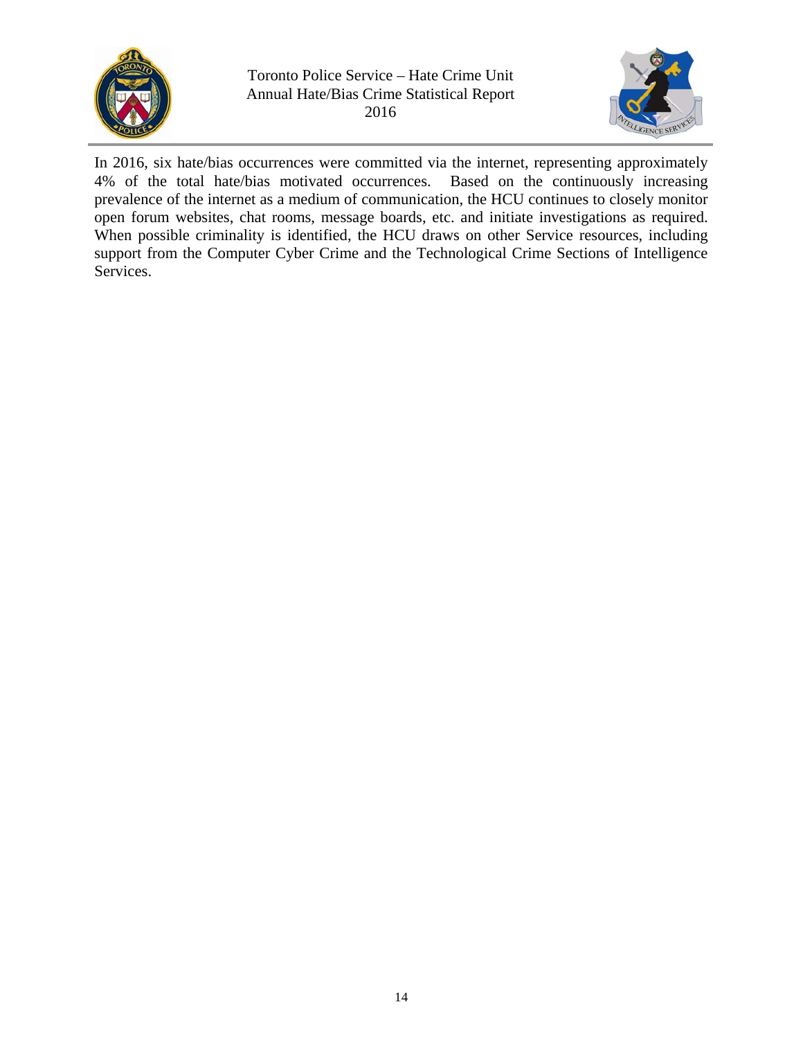In 2016, six hate/bias occurrences were committed via the internet, representing approximately 4% of the total hate/bias motivated occurrences. Based on the continuously increasing prevalence of the internet as a medium of communication, the HCU continues to closely monitor open forum websites, chat rooms, message boards, etc. and initiate investigations as required. When possible criminality is identified, the HCU draws on other Service resources, including support from the Computer Cyber Crime and the Technological Crime Sections of Intelligence Services.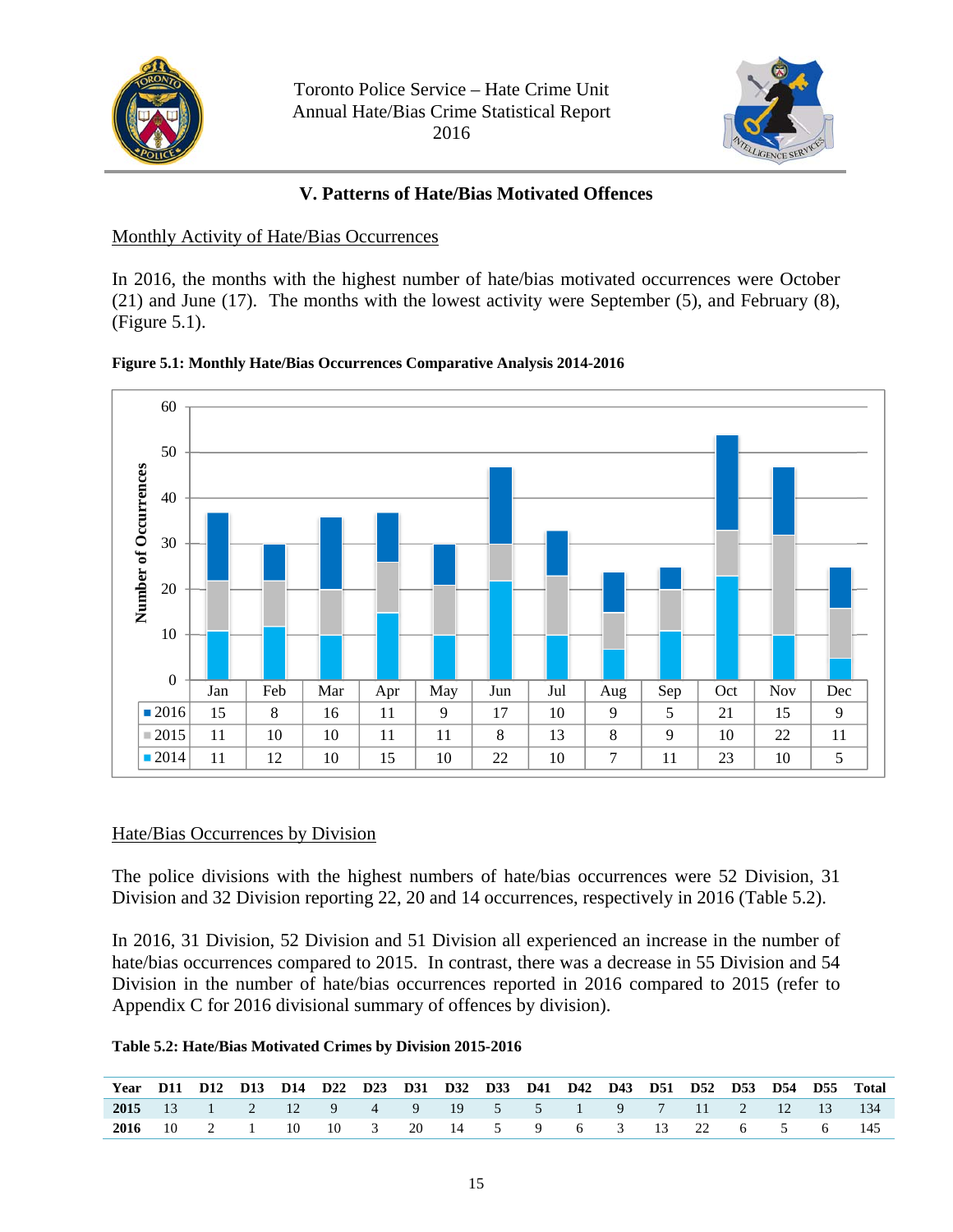## V. Patterns of Hate/Bias Motivated Offences

### Monthly Activity of Hate/Bias Occurrences

In 2016, the months with the highest number of hate/bias motivated occurrences were October (21) and June (17). The months with the lowest activity were September (5), and February (8), (Figure 5.1).

**Figure 5.1: Monthly Hate/Bias Occurrences Comparative Analysis 2014-2016**

| | Jan | Feb | Mar | Apr | May | Jun | Jul | Aug | Sep | Oct | Nov | Dec |
|---|---|---|---|---|---|---|---|---|---|---|---|---|
| 2016 | 15 | 8 | 16 | 11 | 9 | 17 | 10 | 9 | 5 | 21 | 15 | 9 |
| 2015 | 11 | 10 | 10 | 11 | 11 | 8 | 13 | 8 | 9 | 10 | 22 | 11 |
| 2014 | 11 | 12 | 10 | 15 | 10 | 22 | 10 | 7 | 11 | 23 | 10 | 5 |

### Hate/Bias Occurrences by Division

The police divisions with the highest numbers of hate/bias occurrences were 52 Division, 31 Division and 32 Division reporting 22, 20 and 14 occurrences, respectively in 2016 (Table 5.2).

In 2016, 31 Division, 52 Division and 51 Division all experienced an increase in the number of hate/bias occurrences compared to 2015. In contrast, there was a decrease in 55 Division and 54 Division in the number of hate/bias occurrences reported in 2016 compared to 2015 (refer to Appendix C for 2016 divisional summary of offences by division).

**Table 5.2: Hate/Bias Motivated Crimes by Division 2015-2016**

| Year | D11 | D12 | D13 | D14 | D22 | D23 | D31 | D32 | D33 | D41 | D42 | D43 | D51 | D52 | D53 | D54 | D55 | Total |
|---|---|---|---|---|---|---|---|---|---|---|---|---|---|---|---|---|---|---|
| **2015** | 13 | 1 | 2 | 12 | 9 | 4 | 9 | 19 | 5 | 5 | 1 | 9 | 7 | 11 | 2 | 12 | 13 | 134 |
| **2016** | 10 | 2 | 1 | 10 | 10 | 3 | 20 | 14 | 5 | 9 | 6 | 3 | 13 | 22 | 6 | 5 | 6 | 145 |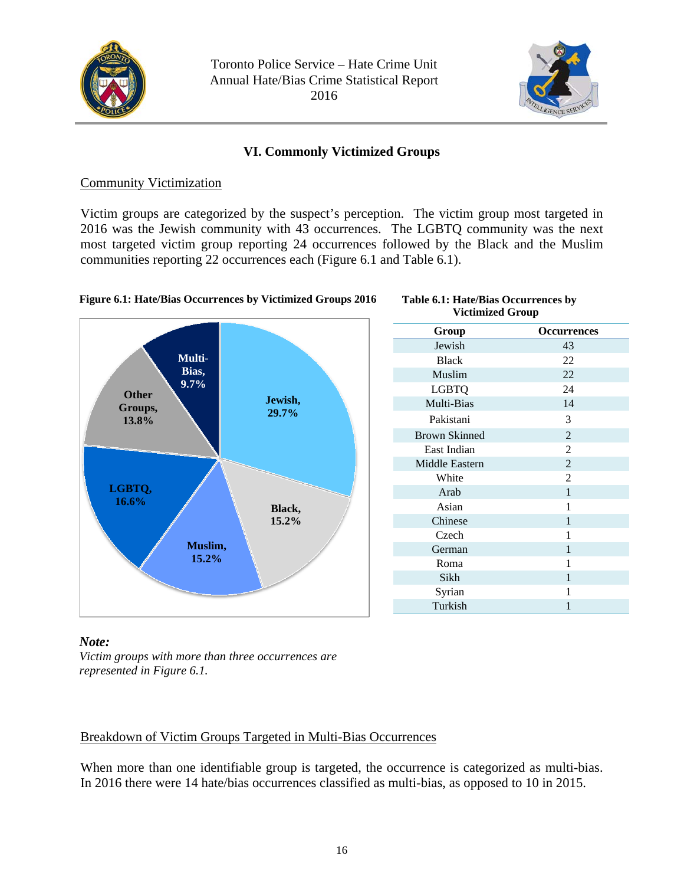## VI. Commonly Victimized Groups

### Community Victimization

Victim groups are categorized by the suspect's perception. The victim group most targeted in 2016 was the Jewish community with 43 occurrences. The LGBTQ community was the next most targeted victim group reporting 24 occurrences followed by the Black and the Muslim communities reporting 22 occurrences each (Figure 6.1 and Table 6.1).

**Figure 6.1: Hate/Bias Occurrences by Victimized Groups 2016**

- Jewish, 29.7%
- Black, 15.2%
- Muslim, 15.2%
- LGBTQ, 16.6%
- Other Groups, 13.8%
- Multi-Bias, 9.7%

**Table 6.1: Hate/Bias Occurrences by Victimized Group**

| Group | Occurrences |
|---|---|
| Jewish | 43 |
| Black | 22 |
| Muslim | 22 |
| LGBTQ | 24 |
| Multi-Bias | 14 |
| Pakistani | 3 |
| Brown Skinned | 2 |
| East Indian | 2 |
| Middle Eastern | 2 |
| White | 2 |
| Arab | 1 |
| Asian | 1 |
| Chinese | 1 |
| Czech | 1 |
| German | 1 |
| Roma | 1 |
| Sikh | 1 |
| Syrian | 1 |
| Turkish | 1 |

***Note:***
*Victim groups with more than three occurrences are represented in Figure 6.1.*

### Breakdown of Victim Groups Targeted in Multi-Bias Occurrences

When more than one identifiable group is targeted, the occurrence is categorized as multi-bias. In 2016 there were 14 hate/bias occurrences classified as multi-bias, as opposed to 10 in 2015.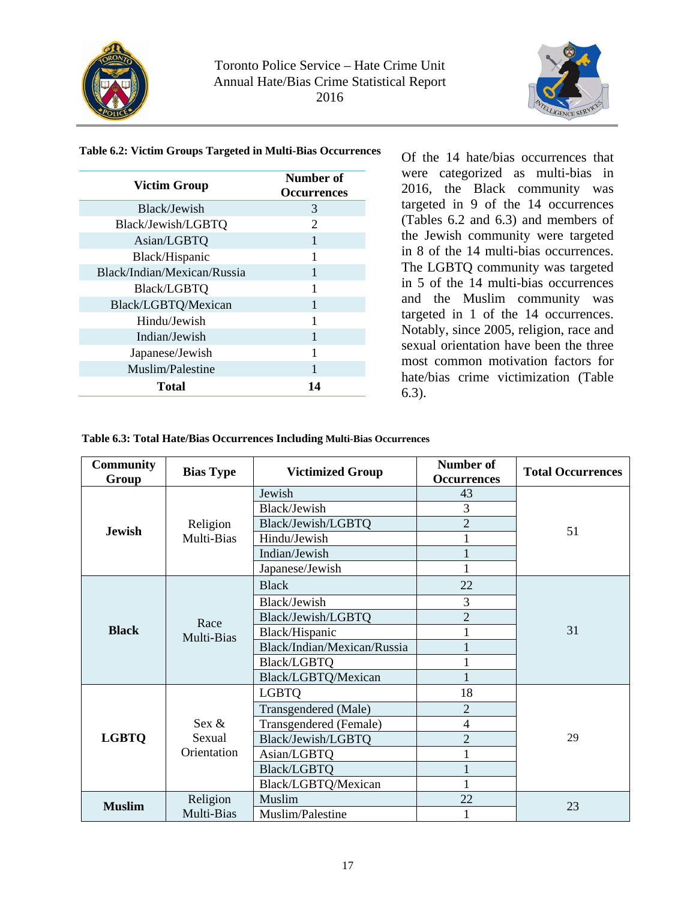**Table 6.2: Victim Groups Targeted in Multi-Bias Occurrences**

| Victim Group | Number of Occurrences |
|---|---|
| Black/Jewish | 3 |
| Black/Jewish/LGBTQ | 2 |
| Asian/LGBTQ | 1 |
| Black/Hispanic | 1 |
| Black/Indian/Mexican/Russia | 1 |
| Black/LGBTQ | 1 |
| Black/LGBTQ/Mexican | 1 |
| Hindu/Jewish | 1 |
| Indian/Jewish | 1 |
| Japanese/Jewish | 1 |
| Muslim/Palestine | 1 |
| **Total** | **14** |

Of the 14 hate/bias occurrences that were categorized as multi-bias in 2016, the Black community was targeted in 9 of the 14 occurrences (Tables 6.2 and 6.3) and members of the Jewish community were targeted in 8 of the 14 multi-bias occurrences. The LGBTQ community was targeted in 5 of the 14 multi-bias occurrences and the Muslim community was targeted in 1 of the 14 occurrences. Notably, since 2005, religion, race and sexual orientation have been the three most common motivation factors for hate/bias crime victimization (Table 6.3).

**Table 6.3: Total Hate/Bias Occurrences Including Multi-Bias Occurrences**

| Community Group | Bias Type | Victimized Group | Number of Occurrences | Total Occurrences |
|---|---|---|---|---|
| **Jewish** | Religion Multi-Bias | Jewish | 43 | 51 |
| | | Black/Jewish | 3 | |
| | | Black/Jewish/LGBTQ | 2 | |
| | | Hindu/Jewish | 1 | |
| | | Indian/Jewish | 1 | |
| | | Japanese/Jewish | 1 | |
| **Black** | Race Multi-Bias | Black | 22 | 31 |
| | | Black/Jewish | 3 | |
| | | Black/Jewish/LGBTQ | 2 | |
| | | Black/Hispanic | 1 | |
| | | Black/Indian/Mexican/Russia | 1 | |
| | | Black/LGBTQ | 1 | |
| | | Black/LGBTQ/Mexican | 1 | |
| **LGBTQ** | Sex & Sexual Orientation | LGBTQ | 18 | 29 |
| | | Transgendered (Male) | 2 | |
| | | Transgendered (Female) | 4 | |
| | | Black/Jewish/LGBTQ | 2 | |
| | | Asian/LGBTQ | 1 | |
| | | Black/LGBTQ | 1 | |
| | | Black/LGBTQ/Mexican | 1 | |
| **Muslim** | Religion Multi-Bias | Muslim | 22 | 23 |
| | | Muslim/Palestine | 1 | |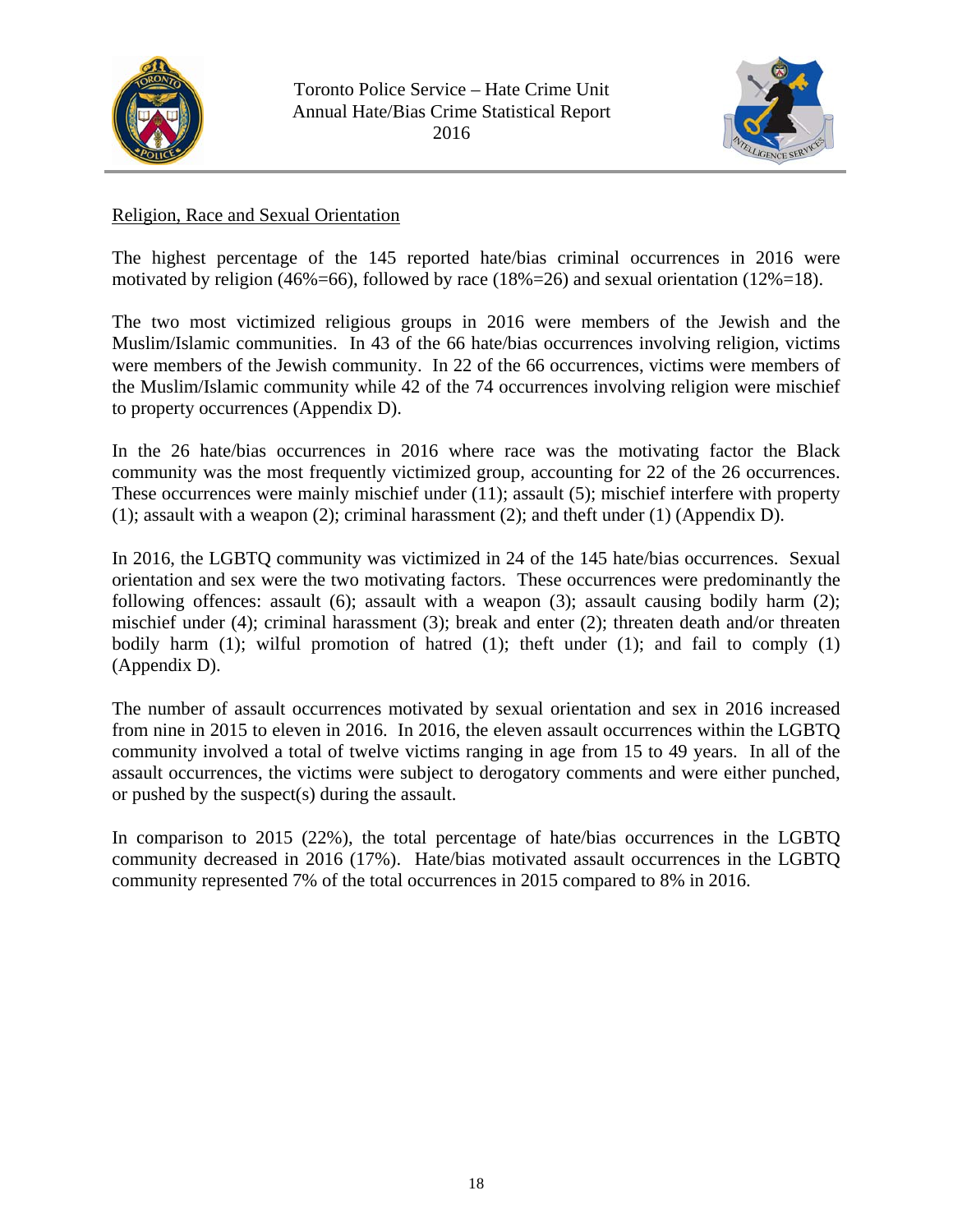Religion, Race and Sexual Orientation

The highest percentage of the 145 reported hate/bias criminal occurrences in 2016 were motivated by religion (46%=66), followed by race (18%=26) and sexual orientation (12%=18).

The two most victimized religious groups in 2016 were members of the Jewish and the Muslim/Islamic communities. In 43 of the 66 hate/bias occurrences involving religion, victims were members of the Jewish community. In 22 of the 66 occurrences, victims were members of the Muslim/Islamic community while 42 of the 74 occurrences involving religion were mischief to property occurrences (Appendix D).

In the 26 hate/bias occurrences in 2016 where race was the motivating factor the Black community was the most frequently victimized group, accounting for 22 of the 26 occurrences. These occurrences were mainly mischief under (11); assault (5); mischief interfere with property (1); assault with a weapon (2); criminal harassment (2); and theft under (1) (Appendix D).

In 2016, the LGBTQ community was victimized in 24 of the 145 hate/bias occurrences. Sexual orientation and sex were the two motivating factors. These occurrences were predominantly the following offences: assault (6); assault with a weapon (3); assault causing bodily harm (2); mischief under (4); criminal harassment (3); break and enter (2); threaten death and/or threaten bodily harm (1); wilful promotion of hatred (1); theft under (1); and fail to comply (1) (Appendix D).

The number of assault occurrences motivated by sexual orientation and sex in 2016 increased from nine in 2015 to eleven in 2016. In 2016, the eleven assault occurrences within the LGBTQ community involved a total of twelve victims ranging in age from 15 to 49 years. In all of the assault occurrences, the victims were subject to derogatory comments and were either punched, or pushed by the suspect(s) during the assault.

In comparison to 2015 (22%), the total percentage of hate/bias occurrences in the LGBTQ community decreased in 2016 (17%). Hate/bias motivated assault occurrences in the LGBTQ community represented 7% of the total occurrences in 2015 compared to 8% in 2016.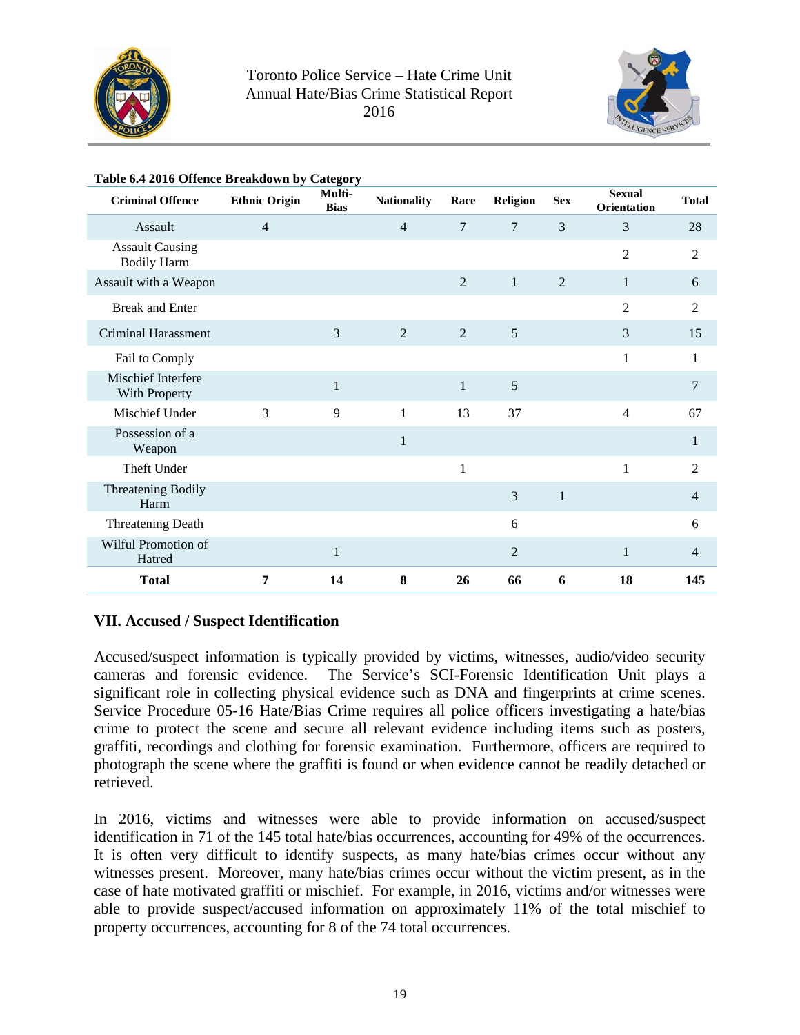**Table 6.4 2016 Offence Breakdown by Category**

| Criminal Offence | Ethnic Origin | Multi-Bias | Nationality | Race | Religion | Sex | Sexual Orientation | Total |
|---|---|---|---|---|---|---|---|---|
| Assault | 4 | | 4 | 7 | 7 | 3 | 3 | 28 |
| Assault Causing Bodily Harm | | | | | | | 2 | 2 |
| Assault with a Weapon | | | | 2 | 1 | 2 | 1 | 6 |
| Break and Enter | | | | | | | 2 | 2 |
| Criminal Harassment | | 3 | 2 | 2 | 5 | | 3 | 15 |
| Fail to Comply | | | | | | | 1 | 1 |
| Mischief Interfere With Property | | 1 | | 1 | 5 | | | 7 |
| Mischief Under | 3 | 9 | 1 | 13 | 37 | | 4 | 67 |
| Possession of a Weapon | | | 1 | | | | | 1 |
| Theft Under | | | | 1 | | | 1 | 2 |
| Threatening Bodily Harm | | | | | 3 | 1 | | 4 |
| Threatening Death | | | | | 6 | | | 6 |
| Wilful Promotion of Hatred | | 1 | | | 2 | | 1 | 4 |
| **Total** | **7** | **14** | **8** | **26** | **66** | **6** | **18** | **145** |

## VII. Accused / Suspect Identification

Accused/suspect information is typically provided by victims, witnesses, audio/video security cameras and forensic evidence. The Service's SCI-Forensic Identification Unit plays a significant role in collecting physical evidence such as DNA and fingerprints at crime scenes. Service Procedure 05-16 Hate/Bias Crime requires all police officers investigating a hate/bias crime to protect the scene and secure all relevant evidence including items such as posters, graffiti, recordings and clothing for forensic examination. Furthermore, officers are required to photograph the scene where the graffiti is found or when evidence cannot be readily detached or retrieved.

In 2016, victims and witnesses were able to provide information on accused/suspect identification in 71 of the 145 total hate/bias occurrences, accounting for 49% of the occurrences. It is often very difficult to identify suspects, as many hate/bias crimes occur without any witnesses present. Moreover, many hate/bias crimes occur without the victim present, as in the case of hate motivated graffiti or mischief. For example, in 2016, victims and/or witnesses were able to provide suspect/accused information on approximately 11% of the total mischief to property occurrences, accounting for 8 of the 74 total occurrences.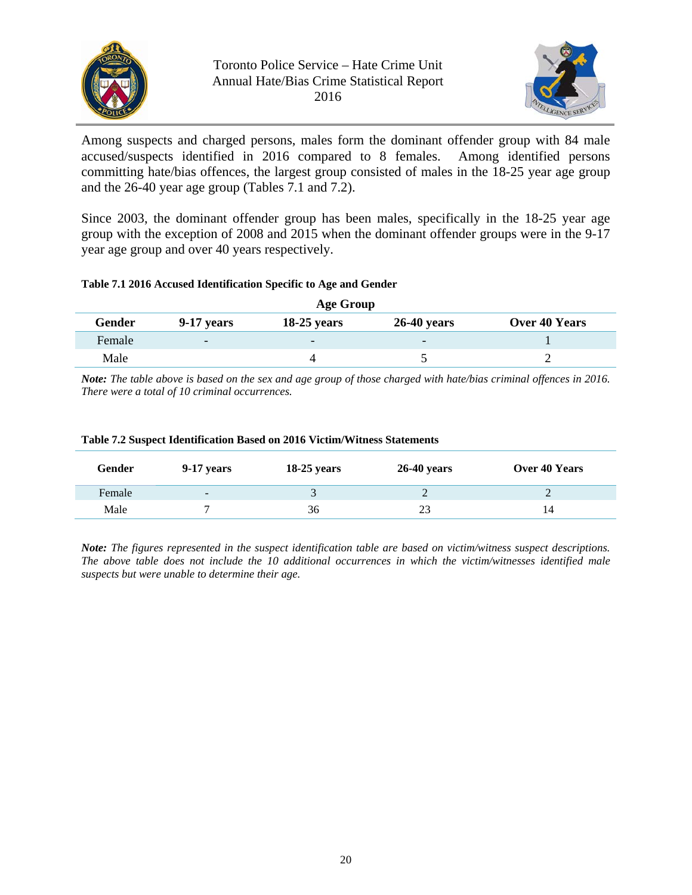Among suspects and charged persons, males form the dominant offender group with 84 male accused/suspects identified in 2016 compared to 8 females. Among identified persons committing hate/bias offences, the largest group consisted of males in the 18-25 year age group and the 26-40 year age group (Tables 7.1 and 7.2).

Since 2003, the dominant offender group has been males, specifically in the 18-25 year age group with the exception of 2008 and 2015 when the dominant offender groups were in the 9-17 year age group and over 40 years respectively.

**Table 7.1 2016 Accused Identification Specific to Age and Gender**

| | Age Group | | | |
|---|---|---|---|---|
| **Gender** | **9-17 years** | **18-25 years** | **26-40 years** | **Over 40 Years** |
| Female | - | - | - | 1 |
| Male | | 4 | 5 | 2 |

***Note:*** *The table above is based on the sex and age group of those charged with hate/bias criminal offences in 2016. There were a total of 10 criminal occurrences.*

**Table 7.2 Suspect Identification Based on 2016 Victim/Witness Statements**

| Gender | 9-17 years | 18-25 years | 26-40 years | Over 40 Years |
|---|---|---|---|---|
| Female | - | 3 | 2 | 2 |
| Male | 7 | 36 | 23 | 14 |

***Note:*** *The figures represented in the suspect identification table are based on victim/witness suspect descriptions. The above table does not include the 10 additional occurrences in which the victim/witnesses identified male suspects but were unable to determine their age.*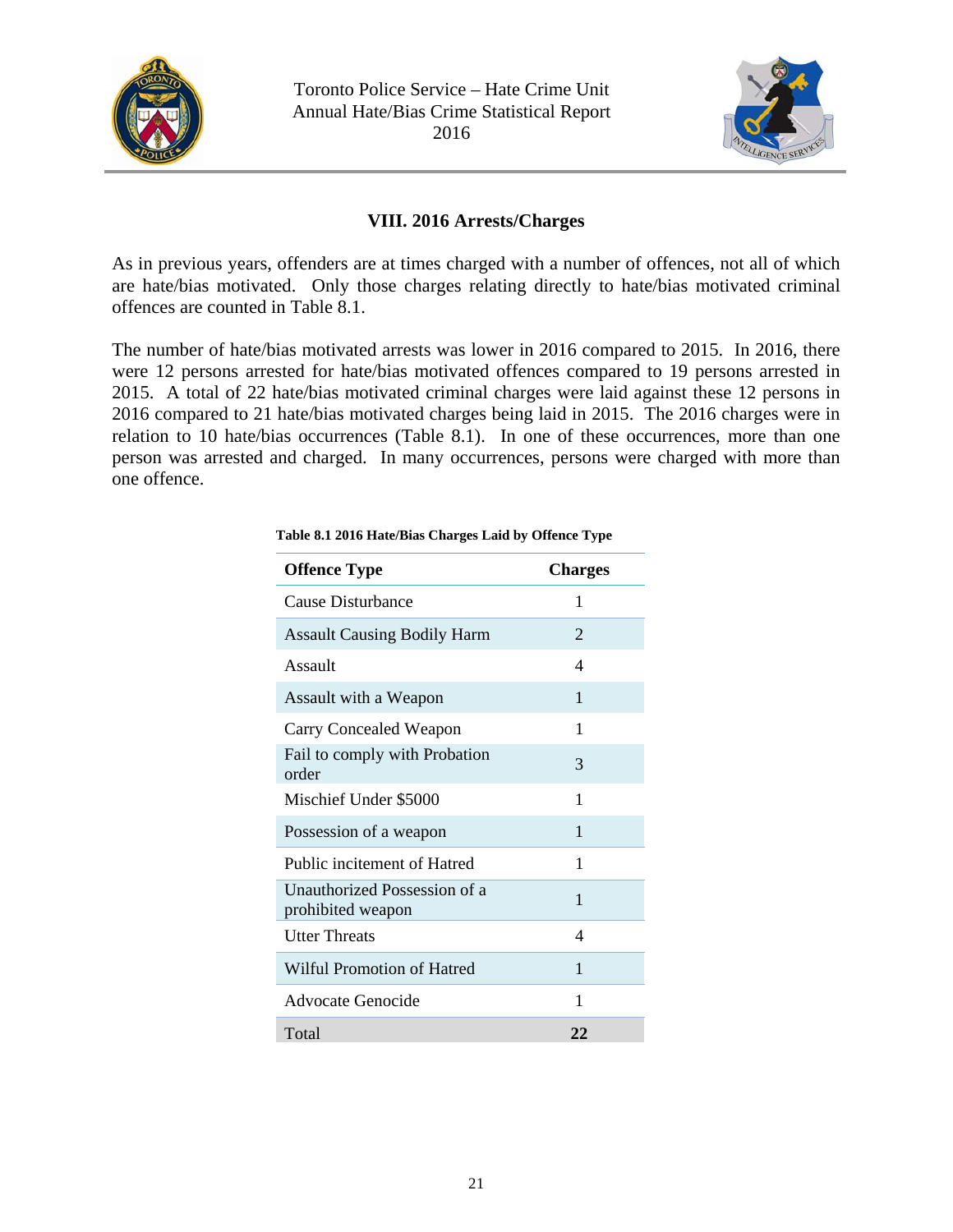## VIII. 2016 Arrests/Charges

As in previous years, offenders are at times charged with a number of offences, not all of which are hate/bias motivated. Only those charges relating directly to hate/bias motivated criminal offences are counted in Table 8.1.

The number of hate/bias motivated arrests was lower in 2016 compared to 2015. In 2016, there were 12 persons arrested for hate/bias motivated offences compared to 19 persons arrested in 2015. A total of 22 hate/bias motivated criminal charges were laid against these 12 persons in 2016 compared to 21 hate/bias motivated charges being laid in 2015. The 2016 charges were in relation to 10 hate/bias occurrences (Table 8.1). In one of these occurrences, more than one person was arrested and charged. In many occurrences, persons were charged with more than one offence.

**Table 8.1 2016 Hate/Bias Charges Laid by Offence Type**

| Offence Type | Charges |
|---|---|
| Cause Disturbance | 1 |
| Assault Causing Bodily Harm | 2 |
| Assault | 4 |
| Assault with a Weapon | 1 |
| Carry Concealed Weapon | 1 |
| Fail to comply with Probation order | 3 |
| Mischief Under $5000 | 1 |
| Possession of a weapon | 1 |
| Public incitement of Hatred | 1 |
| Unauthorized Possession of a prohibited weapon | 1 |
| Utter Threats | 4 |
| Wilful Promotion of Hatred | 1 |
| Advocate Genocide | 1 |
| Total | **22** |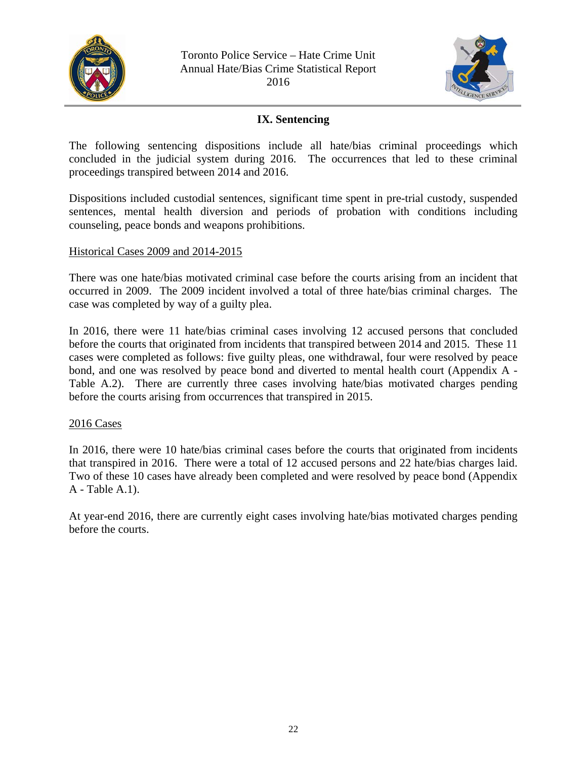## IX. Sentencing

The following sentencing dispositions include all hate/bias criminal proceedings which concluded in the judicial system during 2016. The occurrences that led to these criminal proceedings transpired between 2014 and 2016.

Dispositions included custodial sentences, significant time spent in pre-trial custody, suspended sentences, mental health diversion and periods of probation with conditions including counseling, peace bonds and weapons prohibitions.

### Historical Cases 2009 and 2014-2015

There was one hate/bias motivated criminal case before the courts arising from an incident that occurred in 2009. The 2009 incident involved a total of three hate/bias criminal charges. The case was completed by way of a guilty plea.

In 2016, there were 11 hate/bias criminal cases involving 12 accused persons that concluded before the courts that originated from incidents that transpired between 2014 and 2015. These 11 cases were completed as follows: five guilty pleas, one withdrawal, four were resolved by peace bond, and one was resolved by peace bond and diverted to mental health court (Appendix A - Table A.2). There are currently three cases involving hate/bias motivated charges pending before the courts arising from occurrences that transpired in 2015.

### 2016 Cases

In 2016, there were 10 hate/bias criminal cases before the courts that originated from incidents that transpired in 2016. There were a total of 12 accused persons and 22 hate/bias charges laid. Two of these 10 cases have already been completed and were resolved by peace bond (Appendix A - Table A.1).

At year-end 2016, there are currently eight cases involving hate/bias motivated charges pending before the courts.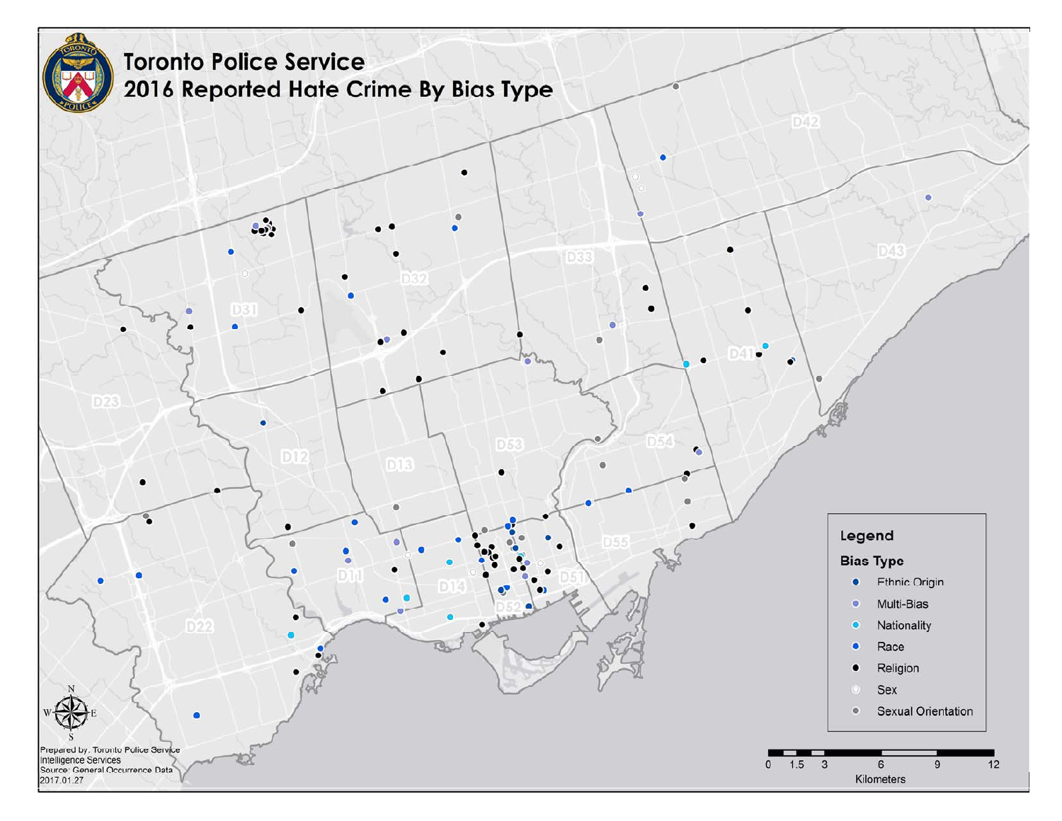# Toronto Police Service

## 2016 Reported Hate Crime By Bias Type

D42

D43

D33

D32

D31

D41

D23

D12

D13

D53

D54

D55

D11

D14

D51

D52

D22

**Legend**

**Bias Type**

- Ethnic Origin
- Multi-Bias
- Nationality
- Race
- Religion
- Sex
- Sexual Orientation

0 1.5 3 6 9 12

Kilometers

Prepared by: Toronto Police Service
Intelligence Services
Source: General Occurrence Data
2017.01.27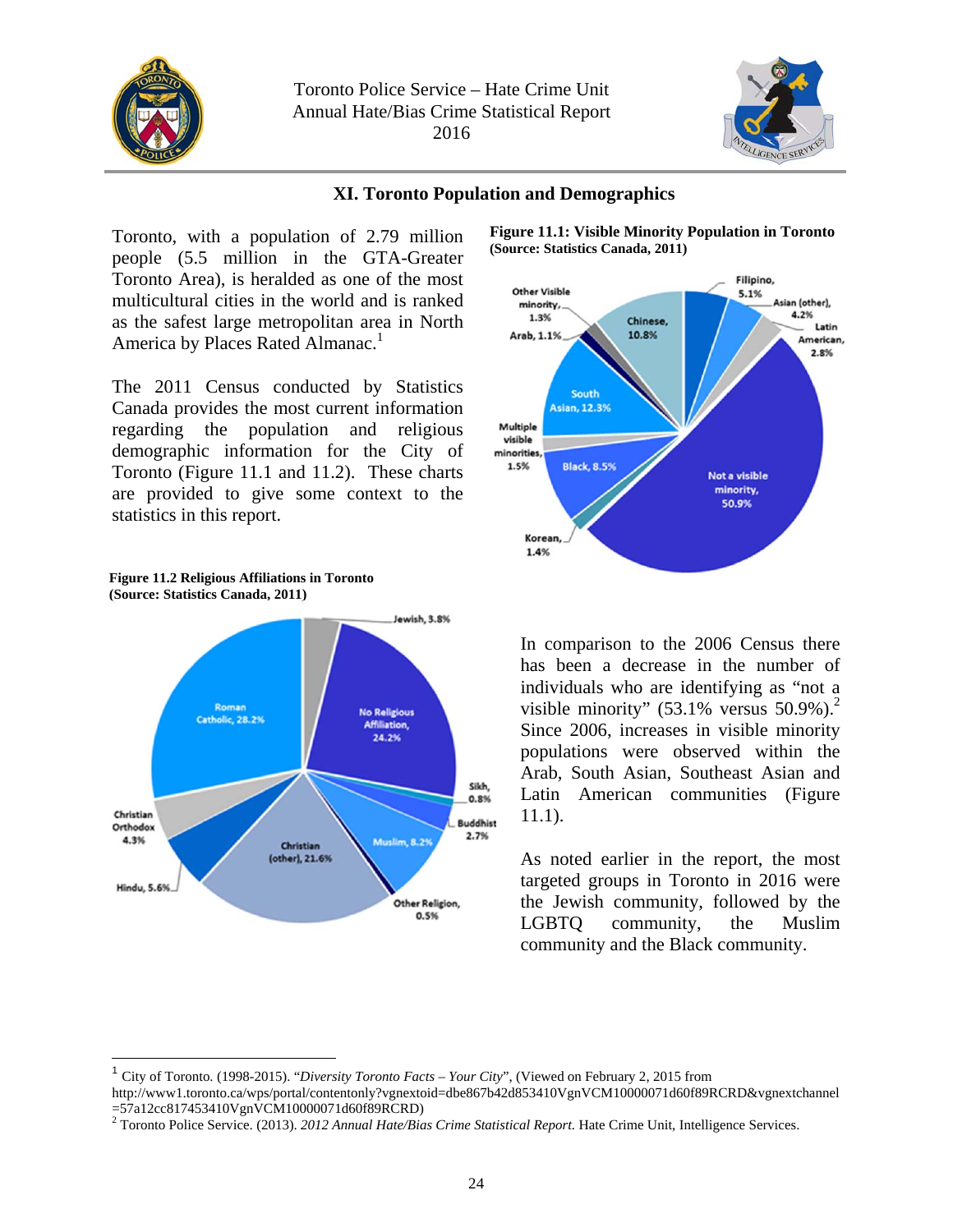## XI. Toronto Population and Demographics

Toronto, with a population of 2.79 million people (5.5 million in the GTA-Greater Toronto Area), is heralded as one of the most multicultural cities in the world and is ranked as the safest large metropolitan area in North America by Places Rated Almanac.[1]

The 2011 Census conducted by Statistics Canada provides the most current information regarding the population and religious demographic information for the City of Toronto (Figure 11.1 and 11.2). These charts are provided to give some context to the statistics in this report.

**Figure 11.1: Visible Minority Population in Toronto (Source: Statistics Canada, 2011)**

Not a visible minority, 50.9%; South Asian, 12.3%; Chinese, 10.8%; Black, 8.5%; Filipino, 5.1%; Asian (other), 4.2%; Latin American, 2.8%; Multiple visible minorities, 1.5%; Korean, 1.4%; Other Visible minority, 1.3%; Arab, 1.1%

**Figure 11.2 Religious Affiliations in Toronto (Source: Statistics Canada, 2011)**

Roman Catholic, 28.2%; No Religious Affiliation, 24.2%; Christian (other), 21.6%; Muslim, 8.2%; Hindu, 5.6%; Christian Orthodox 4.3%; Jewish, 3.8%; Buddhist 2.7%; Sikh, 0.8%; Other Religion, 0.5%

In comparison to the 2006 Census there has been a decrease in the number of individuals who are identifying as "not a visible minority" (53.1% versus 50.9%).[2] Since 2006, increases in visible minority populations were observed within the Arab, South Asian, Southeast Asian and Latin American communities (Figure 11.1).

As noted earlier in the report, the most targeted groups in Toronto in 2016 were the Jewish community, followed by the LGBTQ community, the Muslim community and the Black community.

---

[1] City of Toronto. (1998-2015). "*Diversity Toronto Facts – Your City*", (Viewed on February 2, 2015 from http://www1.toronto.ca/wps/portal/contentonly?vgnextoid=dbe867b42d853410VgnVCM10000071d60f89RCRD&vgnextchannel=57a12cc817453410VgnVCM10000071d60f89RCRD)

[2] Toronto Police Service. (2013). *2012 Annual Hate/Bias Crime Statistical Report.* Hate Crime Unit, Intelligence Services.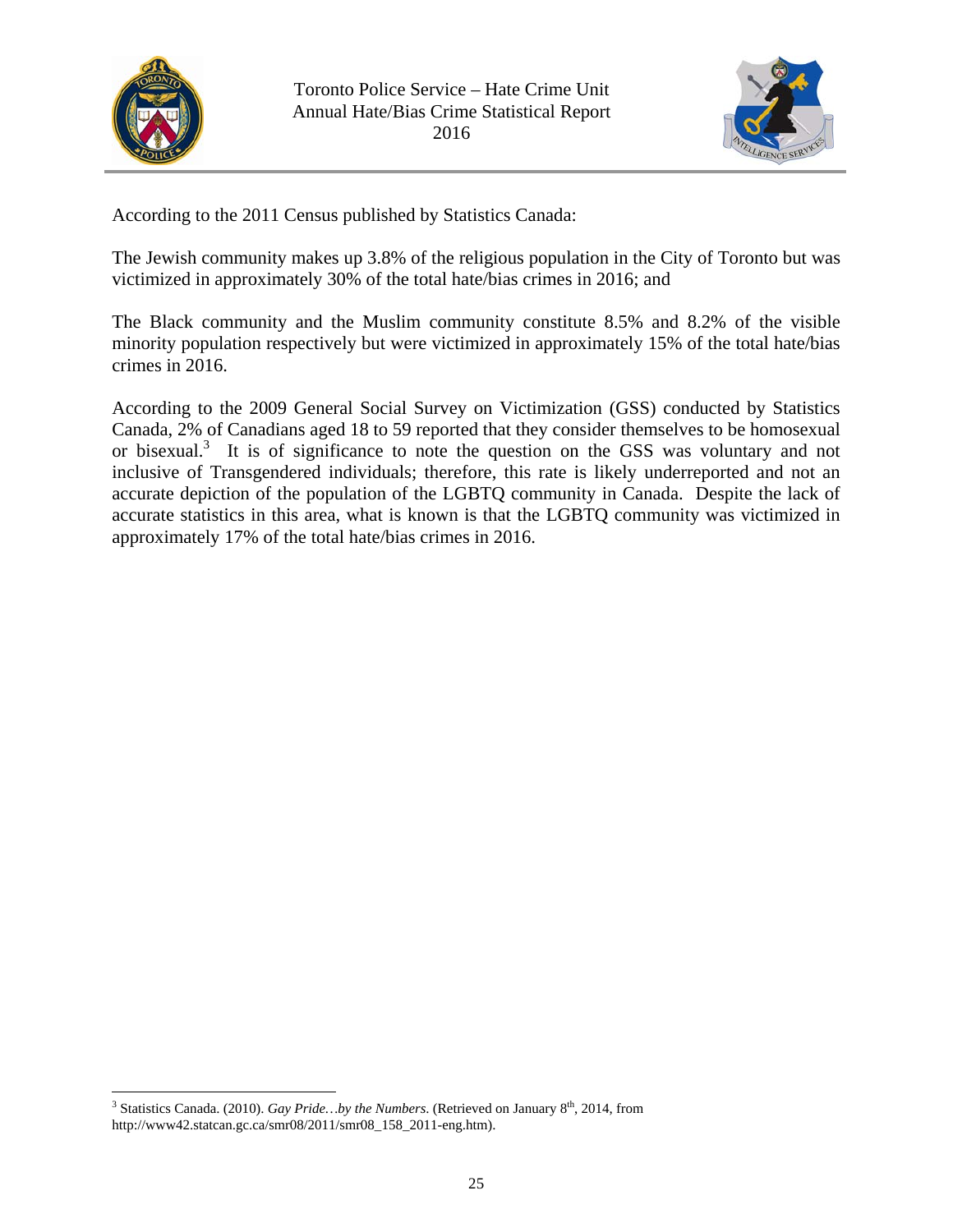According to the 2011 Census published by Statistics Canada:

The Jewish community makes up 3.8% of the religious population in the City of Toronto but was victimized in approximately 30% of the total hate/bias crimes in 2016; and

The Black community and the Muslim community constitute 8.5% and 8.2% of the visible minority population respectively but were victimized in approximately 15% of the total hate/bias crimes in 2016.

According to the 2009 General Social Survey on Victimization (GSS) conducted by Statistics Canada, 2% of Canadians aged 18 to 59 reported that they consider themselves to be homosexual or bisexual.[3] It is of significance to note the question on the GSS was voluntary and not inclusive of Transgendered individuals; therefore, this rate is likely underreported and not an accurate depiction of the population of the LGBTQ community in Canada. Despite the lack of accurate statistics in this area, what is known is that the LGBTQ community was victimized in approximately 17% of the total hate/bias crimes in 2016.

---

[3] Statistics Canada. (2010). *Gay Pride…by the Numbers*. (Retrieved on January 8th, 2014, from http://www42.statcan.gc.ca/smr08/2011/smr08_158_2011-eng.htm).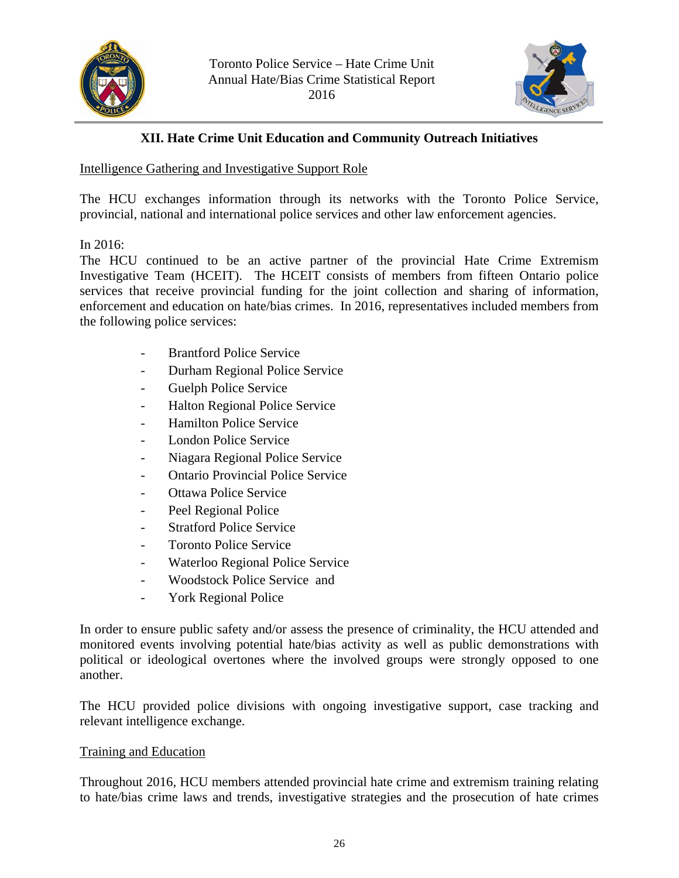## XII. Hate Crime Unit Education and Community Outreach Initiatives

Intelligence Gathering and Investigative Support Role

The HCU exchanges information through its networks with the Toronto Police Service, provincial, national and international police services and other law enforcement agencies.

In 2016:

The HCU continued to be an active partner of the provincial Hate Crime Extremism Investigative Team (HCEIT). The HCEIT consists of members from fifteen Ontario police services that receive provincial funding for the joint collection and sharing of information, enforcement and education on hate/bias crimes. In 2016, representatives included members from the following police services:

- Brantford Police Service
- Durham Regional Police Service
- Guelph Police Service
- Halton Regional Police Service
- Hamilton Police Service
- London Police Service
- Niagara Regional Police Service
- Ontario Provincial Police Service
- Ottawa Police Service
- Peel Regional Police
- Stratford Police Service
- Toronto Police Service
- Waterloo Regional Police Service
- Woodstock Police Service and
- York Regional Police

In order to ensure public safety and/or assess the presence of criminality, the HCU attended and monitored events involving potential hate/bias activity as well as public demonstrations with political or ideological overtones where the involved groups were strongly opposed to one another.

The HCU provided police divisions with ongoing investigative support, case tracking and relevant intelligence exchange.

Training and Education

Throughout 2016, HCU members attended provincial hate crime and extremism training relating to hate/bias crime laws and trends, investigative strategies and the prosecution of hate crimes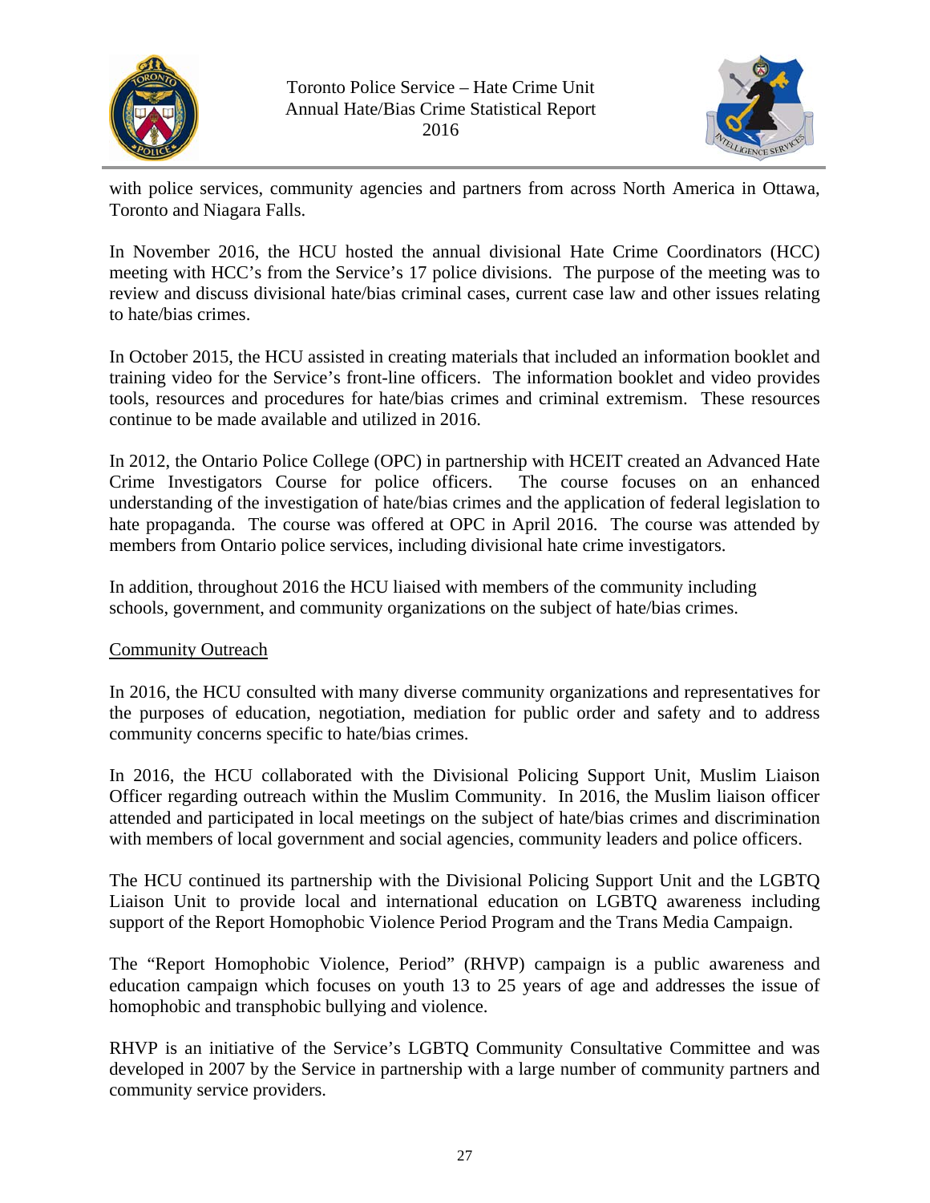with police services, community agencies and partners from across North America in Ottawa, Toronto and Niagara Falls.

In November 2016, the HCU hosted the annual divisional Hate Crime Coordinators (HCC) meeting with HCC's from the Service's 17 police divisions. The purpose of the meeting was to review and discuss divisional hate/bias criminal cases, current case law and other issues relating to hate/bias crimes.

In October 2015, the HCU assisted in creating materials that included an information booklet and training video for the Service's front-line officers. The information booklet and video provides tools, resources and procedures for hate/bias crimes and criminal extremism. These resources continue to be made available and utilized in 2016.

In 2012, the Ontario Police College (OPC) in partnership with HCEIT created an Advanced Hate Crime Investigators Course for police officers. The course focuses on an enhanced understanding of the investigation of hate/bias crimes and the application of federal legislation to hate propaganda. The course was offered at OPC in April 2016. The course was attended by members from Ontario police services, including divisional hate crime investigators.

In addition, throughout 2016 the HCU liaised with members of the community including schools, government, and community organizations on the subject of hate/bias crimes.

Community Outreach

In 2016, the HCU consulted with many diverse community organizations and representatives for the purposes of education, negotiation, mediation for public order and safety and to address community concerns specific to hate/bias crimes.

In 2016, the HCU collaborated with the Divisional Policing Support Unit, Muslim Liaison Officer regarding outreach within the Muslim Community. In 2016, the Muslim liaison officer attended and participated in local meetings on the subject of hate/bias crimes and discrimination with members of local government and social agencies, community leaders and police officers.

The HCU continued its partnership with the Divisional Policing Support Unit and the LGBTQ Liaison Unit to provide local and international education on LGBTQ awareness including support of the Report Homophobic Violence Period Program and the Trans Media Campaign.

The "Report Homophobic Violence, Period" (RHVP) campaign is a public awareness and education campaign which focuses on youth 13 to 25 years of age and addresses the issue of homophobic and transphobic bullying and violence.

RHVP is an initiative of the Service's LGBTQ Community Consultative Committee and was developed in 2007 by the Service in partnership with a large number of community partners and community service providers.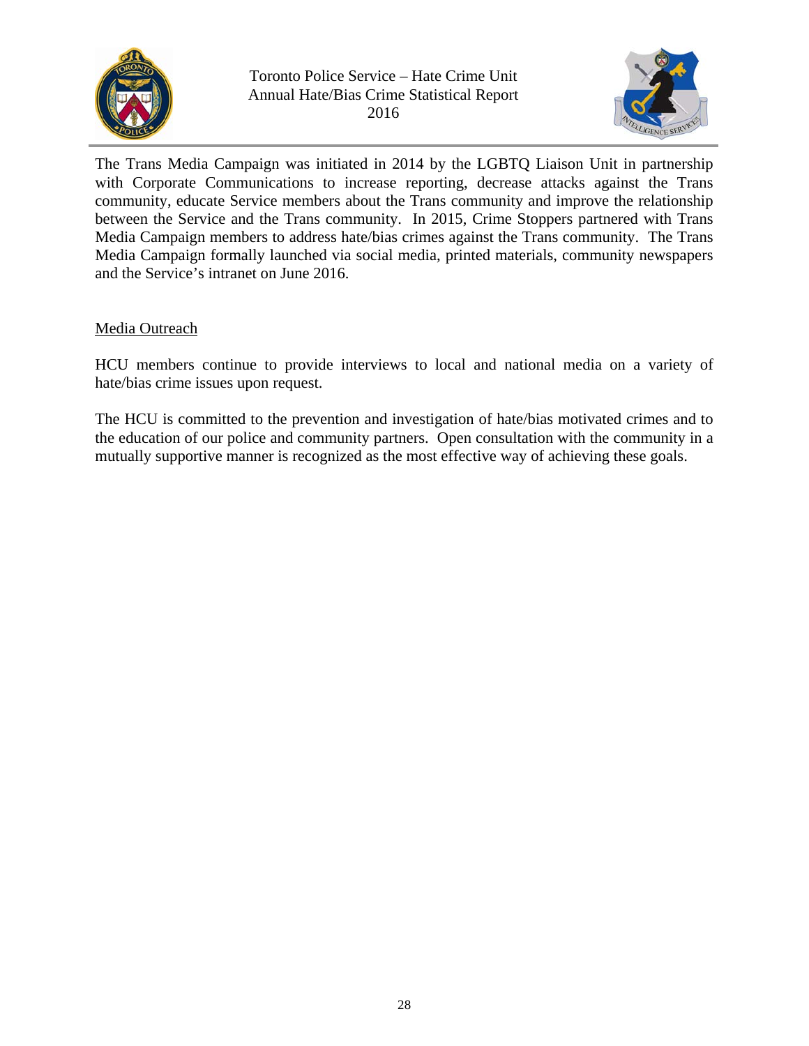The Trans Media Campaign was initiated in 2014 by the LGBTQ Liaison Unit in partnership with Corporate Communications to increase reporting, decrease attacks against the Trans community, educate Service members about the Trans community and improve the relationship between the Service and the Trans community. In 2015, Crime Stoppers partnered with Trans Media Campaign members to address hate/bias crimes against the Trans community. The Trans Media Campaign formally launched via social media, printed materials, community newspapers and the Service's intranet on June 2016.

Media Outreach

HCU members continue to provide interviews to local and national media on a variety of hate/bias crime issues upon request.

The HCU is committed to the prevention and investigation of hate/bias motivated crimes and to the education of our police and community partners. Open consultation with the community in a mutually supportive manner is recognized as the most effective way of achieving these goals.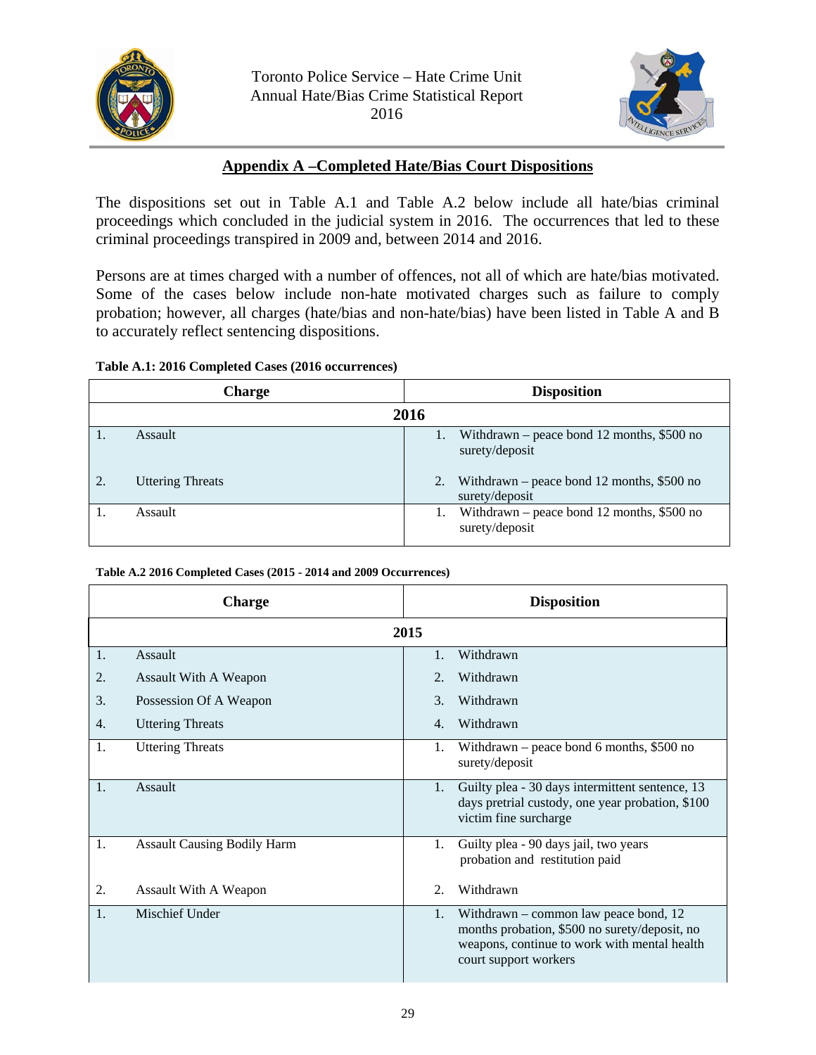## Appendix A –Completed Hate/Bias Court Dispositions

The dispositions set out in Table A.1 and Table A.2 below include all hate/bias criminal proceedings which concluded in the judicial system in 2016. The occurrences that led to these criminal proceedings transpired in 2009 and, between 2014 and 2016.

Persons are at times charged with a number of offences, not all of which are hate/bias motivated. Some of the cases below include non-hate motivated charges such as failure to comply probation; however, all charges (hate/bias and non-hate/bias) have been listed in Table A and B to accurately reflect sentencing dispositions.

**Table A.1: 2016 Completed Cases (2016 occurrences)**

| Charge | Disposition |
|---|---|
| **2016** | |
| 1. Assault<br>2. Uttering Threats | 1. Withdrawn – peace bond 12 months, $500 no surety/deposit<br>2. Withdrawn – peace bond 12 months, $500 no surety/deposit |
| 1. Assault | 1. Withdrawn – peace bond 12 months, $500 no surety/deposit |

**Table A.2 2016 Completed Cases (2015 - 2014 and 2009 Occurrences)**

| Charge | Disposition |
|---|---|
| **2015** | |
| 1. Assault<br>2. Assault With A Weapon<br>3. Possession Of A Weapon<br>4. Uttering Threats | 1. Withdrawn<br>2. Withdrawn<br>3. Withdrawn<br>4. Withdrawn |
| 1. Uttering Threats | 1. Withdrawn – peace bond 6 months, $500 no surety/deposit |
| 1. Assault | 1. Guilty plea - 30 days intermittent sentence, 13 days pretrial custody, one year probation, $100 victim fine surcharge |
| 1. Assault Causing Bodily Harm<br>2. Assault With A Weapon | 1. Guilty plea - 90 days jail, two years probation and restitution paid<br>2. Withdrawn |
| 1. Mischief Under | 1. Withdrawn – common law peace bond, 12 months probation, $500 no surety/deposit, no weapons, continue to work with mental health court support workers |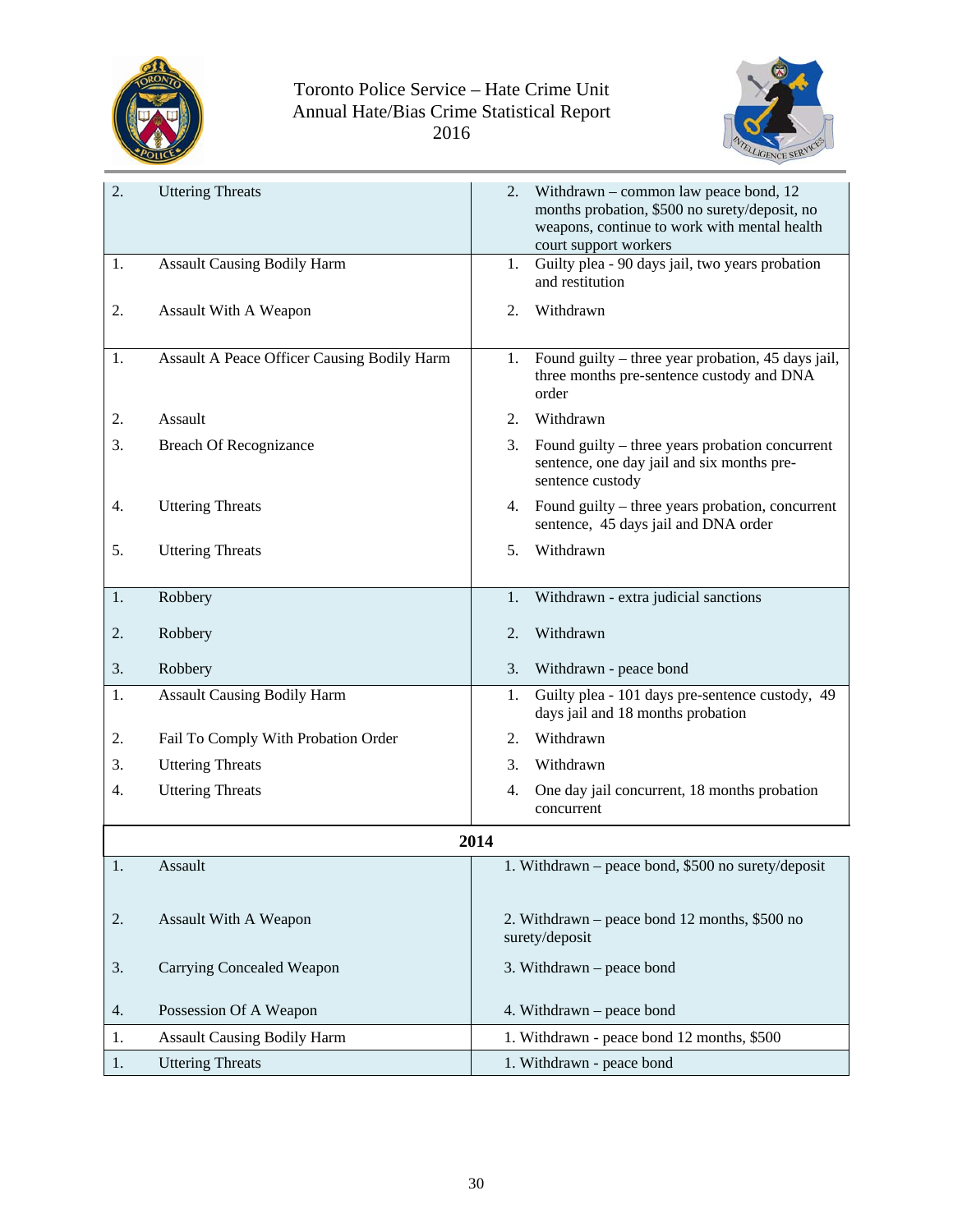| Charges | Dispositions |
|---|---|
| 2. Uttering Threats | 2. Withdrawn – common law peace bond, 12 months probation, $500 no surety/deposit, no weapons, continue to work with mental health court support workers |
| 1. Assault Causing Bodily Harm<br><br>2. Assault With A Weapon | 1. Guilty plea - 90 days jail, two years probation and restitution<br><br>2. Withdrawn |
| 1. Assault A Peace Officer Causing Bodily Harm<br><br>2. Assault<br><br>3. Breach Of Recognizance<br><br>4. Uttering Threats<br><br>5. Uttering Threats | 1. Found guilty – three year probation, 45 days jail, three months pre-sentence custody and DNA order<br><br>2. Withdrawn<br><br>3. Found guilty – three years probation concurrent sentence, one day jail and six months pre-sentence custody<br><br>4. Found guilty – three years probation, concurrent sentence, 45 days jail and DNA order<br><br>5. Withdrawn |
| 1. Robbery<br><br>2. Robbery<br><br>3. Robbery | 1. Withdrawn - extra judicial sanctions<br><br>2. Withdrawn<br><br>3. Withdrawn - peace bond |
| 1. Assault Causing Bodily Harm<br><br>2. Fail To Comply With Probation Order<br><br>3. Uttering Threats<br><br>4. Uttering Threats | 1. Guilty plea - 101 days pre-sentence custody, 49 days jail and 18 months probation<br><br>2. Withdrawn<br><br>3. Withdrawn<br><br>4. One day jail concurrent, 18 months probation concurrent |
| **2014** | |
| 1. Assault<br><br>2. Assault With A Weapon<br><br>3. Carrying Concealed Weapon<br><br>4. Possession Of A Weapon | 1. Withdrawn – peace bond, $500 no surety/deposit<br><br>2. Withdrawn – peace bond 12 months, $500 no surety/deposit<br><br>3. Withdrawn – peace bond<br><br>4. Withdrawn – peace bond |
| 1. Assault Causing Bodily Harm | 1. Withdrawn - peace bond 12 months, $500 |
| 1. Uttering Threats | 1. Withdrawn - peace bond |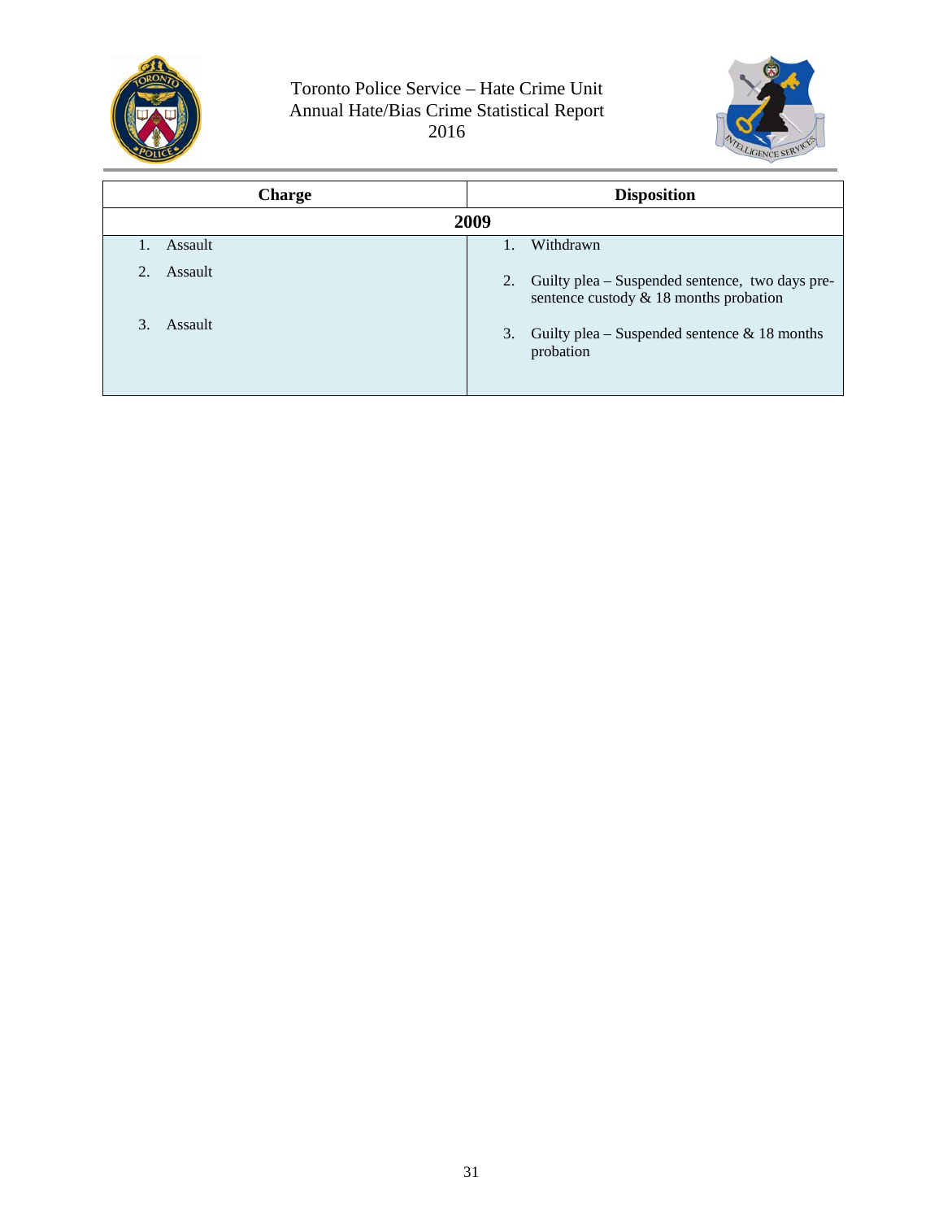| Charge | Disposition |
|---|---|
| **2009** | |
| 1. Assault | 1. Withdrawn |
| 2. Assault | 2. Guilty plea – Suspended sentence, two days pre-sentence custody & 18 months probation |
| 3. Assault | 3. Guilty plea – Suspended sentence & 18 months probation |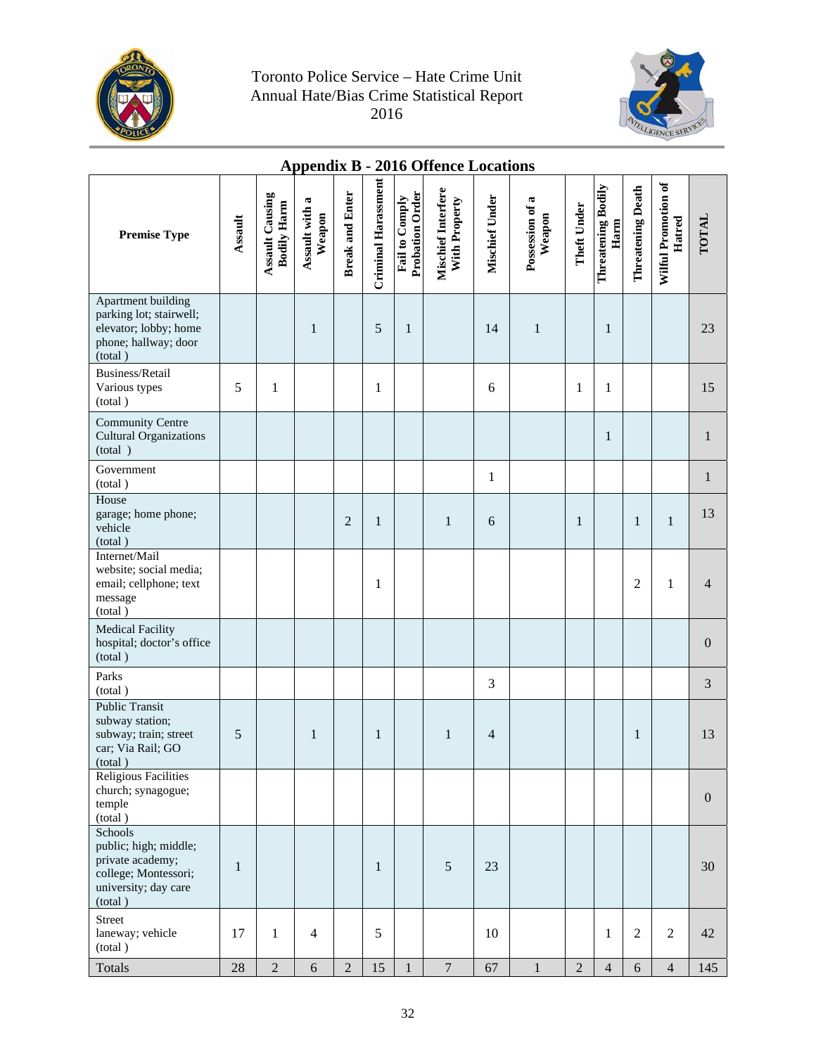## Appendix B - 2016 Offence Locations

| Premise Type | Assault | Assault Causing Bodily Harm | Assault with a Weapon | Break and Enter | Criminal Harassment | Fail to Comply Probation Order | Mischief Interfere With Property | Mischief Under | Possession of a Weapon | Theft Under | Threatening Bodily Harm | Threatening Death | Wilful Promotion of Hatred | TOTAL |
|---|---|---|---|---|---|---|---|---|---|---|---|---|---|---|
| Apartment building parking lot; stairwell; elevator; lobby; home phone; hallway; door (total ) | | | 1 | | 5 | 1 | | 14 | 1 | | 1 | | | 23 |
| Business/Retail Various types (total ) | 5 | 1 | | | 1 | | | 6 | | 1 | 1 | | | 15 |
| Community Centre Cultural Organizations (total ) | | | | | | | | | | | 1 | | | 1 |
| Government (total ) | | | | | | | | 1 | | | | | | 1 |
| House garage; home phone; vehicle (total ) | | | | 2 | 1 | | 1 | 6 | | 1 | | 1 | 1 | 13 |
| Internet/Mail website; social media; email; cellphone; text message (total ) | | | | | 1 | | | | | | | 2 | 1 | 4 |
| Medical Facility hospital; doctor's office (total ) | | | | | | | | | | | | | | 0 |
| Parks (total ) | | | | | | | | 3 | | | | | | 3 |
| Public Transit subway station; subway; train; street car; Via Rail; GO (total ) | 5 | | 1 | | 1 | | 1 | 4 | | | | 1 | | 13 |
| Religious Facilities church; synagogue; temple (total ) | | | | | | | | | | | | | | 0 |
| Schools public; high; middle; private academy; college; Montessori; university; day care (total ) | 1 | | | | 1 | | 5 | 23 | | | | | | 30 |
| Street laneway; vehicle (total ) | 17 | 1 | 4 | | 5 | | | 10 | | | 1 | 2 | 2 | 42 |
| Totals | 28 | 2 | 6 | 2 | 15 | 1 | 7 | 67 | 1 | 2 | 4 | 6 | 4 | 145 |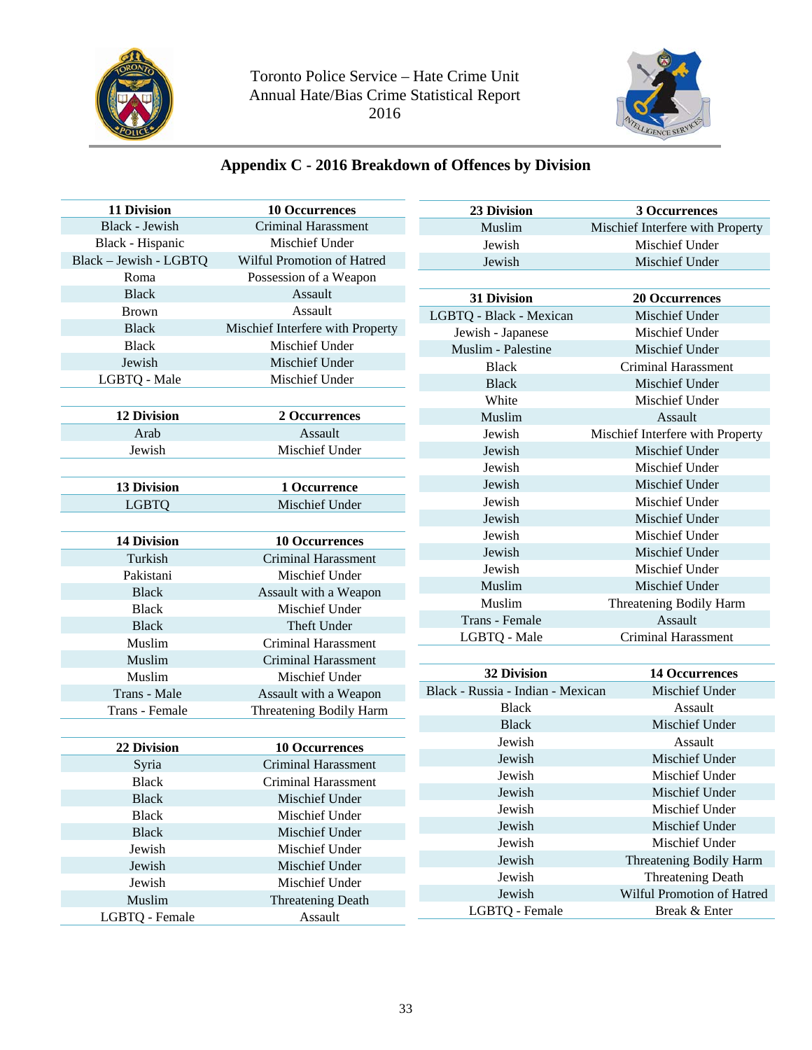Toronto Police Service – Hate Crime Unit
Annual Hate/Bias Crime Statistical Report
2016

## Appendix C - 2016 Breakdown of Offences by Division

| 11 Division | 10 Occurrences |
|---|---|
| Black - Jewish | Criminal Harassment |
| Black - Hispanic | Mischief Under |
| Black – Jewish - LGBTQ | Wilful Promotion of Hatred |
| Roma | Possession of a Weapon |
| Black | Assault |
| Brown | Assault |
| Black | Mischief Interfere with Property |
| Black | Mischief Under |
| Jewish | Mischief Under |
| LGBTQ - Male | Mischief Under |

| 12 Division | 2 Occurrences |
|---|---|
| Arab | Assault |
| Jewish | Mischief Under |

| 13 Division | 1 Occurrence |
|---|---|
| LGBTQ | Mischief Under |

| 14 Division | 10 Occurrences |
|---|---|
| Turkish | Criminal Harassment |
| Pakistani | Mischief Under |
| Black | Assault with a Weapon |
| Black | Mischief Under |
| Black | Theft Under |
| Muslim | Criminal Harassment |
| Muslim | Criminal Harassment |
| Muslim | Mischief Under |
| Trans - Male | Assault with a Weapon |
| Trans - Female | Threatening Bodily Harm |

| 22 Division | 10 Occurrences |
|---|---|
| Syria | Criminal Harassment |
| Black | Criminal Harassment |
| Black | Mischief Under |
| Black | Mischief Under |
| Black | Mischief Under |
| Jewish | Mischief Under |
| Jewish | Mischief Under |
| Jewish | Mischief Under |
| Muslim | Threatening Death |
| LGBTQ - Female | Assault |

| 23 Division | 3 Occurrences |
|---|---|
| Muslim | Mischief Interfere with Property |
| Jewish | Mischief Under |
| Jewish | Mischief Under |

| 31 Division | 20 Occurrences |
|---|---|
| LGBTQ - Black - Mexican | Mischief Under |
| Jewish - Japanese | Mischief Under |
| Muslim - Palestine | Mischief Under |
| Black | Criminal Harassment |
| Black | Mischief Under |
| White | Mischief Under |
| Muslim | Assault |
| Jewish | Mischief Interfere with Property |
| Jewish | Mischief Under |
| Jewish | Mischief Under |
| Jewish | Mischief Under |
| Jewish | Mischief Under |
| Jewish | Mischief Under |
| Jewish | Mischief Under |
| Jewish | Mischief Under |
| Jewish | Mischief Under |
| Muslim | Mischief Under |
| Muslim | Threatening Bodily Harm |
| Trans - Female | Assault |
| LGBTQ - Male | Criminal Harassment |

| 32 Division | 14 Occurrences |
|---|---|
| Black - Russia - Indian - Mexican | Mischief Under |
| Black | Assault |
| Black | Mischief Under |
| Jewish | Assault |
| Jewish | Mischief Under |
| Jewish | Mischief Under |
| Jewish | Mischief Under |
| Jewish | Mischief Under |
| Jewish | Mischief Under |
| Jewish | Mischief Under |
| Jewish | Threatening Bodily Harm |
| Jewish | Threatening Death |
| Jewish | Wilful Promotion of Hatred |
| LGBTQ - Female | Break & Enter |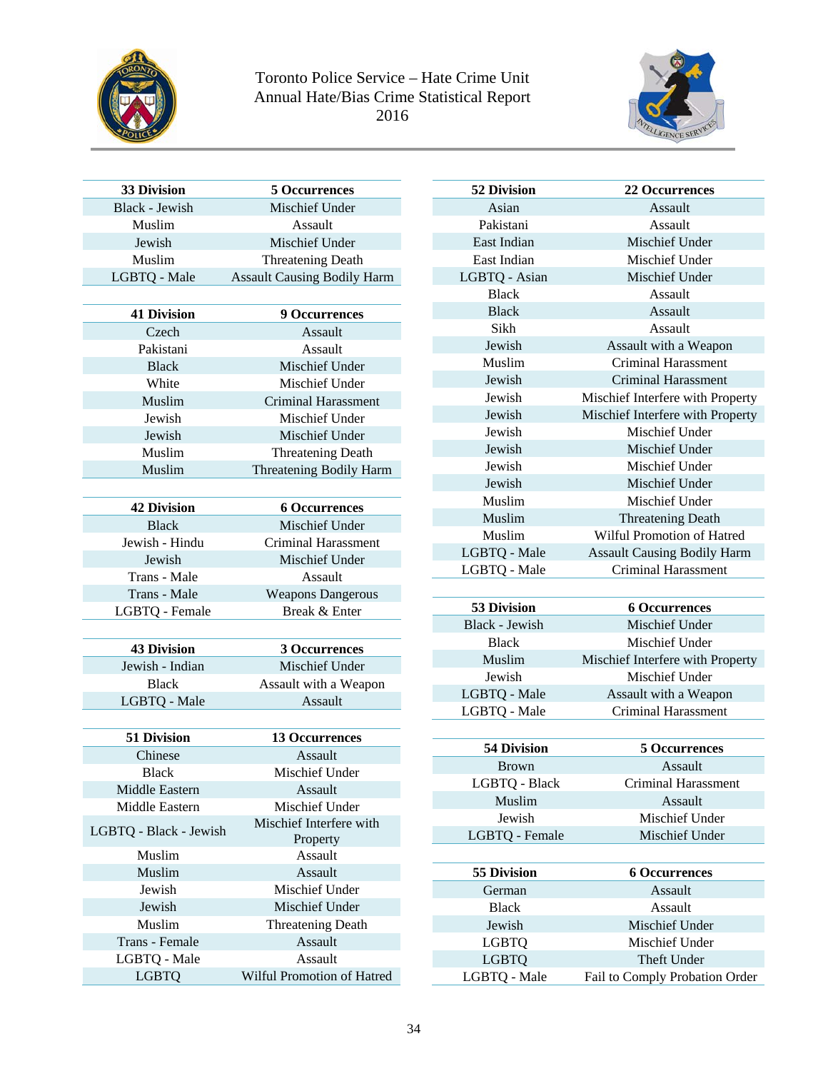Toronto Police Service – Hate Crime Unit
Annual Hate/Bias Crime Statistical Report
2016

| 33 Division | 5 Occurrences |
|---|---|
| Black - Jewish | Mischief Under |
| Muslim | Assault |
| Jewish | Mischief Under |
| Muslim | Threatening Death |
| LGBTQ - Male | Assault Causing Bodily Harm |

| 41 Division | 9 Occurrences |
|---|---|
| Czech | Assault |
| Pakistani | Assault |
| Black | Mischief Under |
| White | Mischief Under |
| Muslim | Criminal Harassment |
| Jewish | Mischief Under |
| Jewish | Mischief Under |
| Muslim | Threatening Death |
| Muslim | Threatening Bodily Harm |

| 42 Division | 6 Occurrences |
|---|---|
| Black | Mischief Under |
| Jewish - Hindu | Criminal Harassment |
| Jewish | Mischief Under |
| Trans - Male | Assault |
| Trans - Male | Weapons Dangerous |
| LGBTQ - Female | Break & Enter |

| 43 Division | 3 Occurrences |
|---|---|
| Jewish - Indian | Mischief Under |
| Black | Assault with a Weapon |
| LGBTQ - Male | Assault |

| 51 Division | 13 Occurrences |
|---|---|
| Chinese | Assault |
| Black | Mischief Under |
| Middle Eastern | Assault |
| Middle Eastern | Mischief Under |
| LGBTQ - Black - Jewish | Mischief Interfere with Property |
| Muslim | Assault |
| Muslim | Assault |
| Jewish | Mischief Under |
| Jewish | Mischief Under |
| Muslim | Threatening Death |
| Trans - Female | Assault |
| LGBTQ - Male | Assault |
| LGBTQ | Wilful Promotion of Hatred |

| 52 Division | 22 Occurrences |
|---|---|
| Asian | Assault |
| Pakistani | Assault |
| East Indian | Mischief Under |
| East Indian | Mischief Under |
| LGBTQ - Asian | Mischief Under |
| Black | Assault |
| Black | Assault |
| Sikh | Assault |
| Jewish | Assault with a Weapon |
| Muslim | Criminal Harassment |
| Jewish | Criminal Harassment |
| Jewish | Mischief Interfere with Property |
| Jewish | Mischief Interfere with Property |
| Jewish | Mischief Under |
| Jewish | Mischief Under |
| Jewish | Mischief Under |
| Jewish | Mischief Under |
| Muslim | Mischief Under |
| Muslim | Threatening Death |
| Muslim | Wilful Promotion of Hatred |
| LGBTQ - Male | Assault Causing Bodily Harm |
| LGBTQ - Male | Criminal Harassment |

| 53 Division | 6 Occurrences |
|---|---|
| Black - Jewish | Mischief Under |
| Black | Mischief Under |
| Muslim | Mischief Interfere with Property |
| Jewish | Mischief Under |
| LGBTQ - Male | Assault with a Weapon |
| LGBTQ - Male | Criminal Harassment |

| 54 Division | 5 Occurrences |
|---|---|
| Brown | Assault |
| LGBTQ - Black | Criminal Harassment |
| Muslim | Assault |
| Jewish | Mischief Under |
| LGBTQ - Female | Mischief Under |

| 55 Division | 6 Occurrences |
|---|---|
| German | Assault |
| Black | Assault |
| Jewish | Mischief Under |
| LGBTQ | Mischief Under |
| LGBTQ | Theft Under |
| LGBTQ - Male | Fail to Comply Probation Order |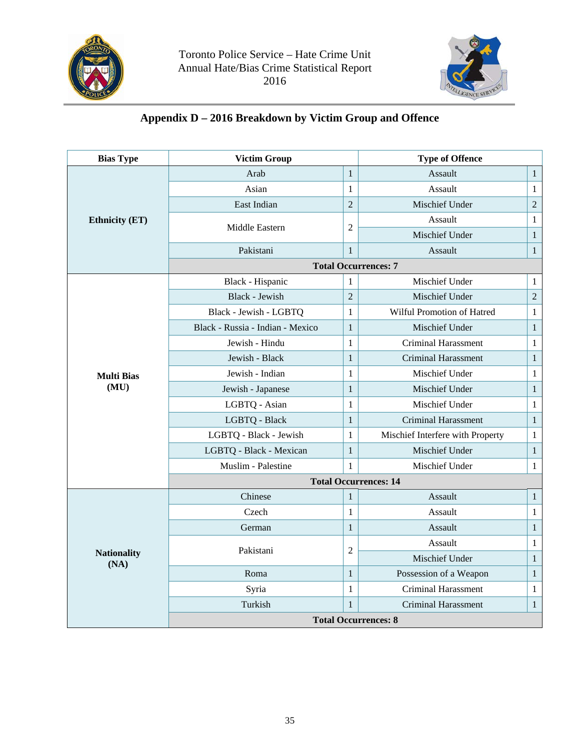## Appendix D – 2016 Breakdown by Victim Group and Offence

| Bias Type | Victim Group | | Type of Offence | |
|---|---|---|---|---|
| Ethnicity (ET) | Arab | 1 | Assault | 1 |
| | Asian | 1 | Assault | 1 |
| | East Indian | 2 | Mischief Under | 2 |
| | Middle Eastern | 2 | Assault | 1 |
| | | | Mischief Under | 1 |
| | Pakistani | 1 | Assault | 1 |
| | Total Occurrences: 7 | | | |
| Multi Bias (MU) | Black - Hispanic | 1 | Mischief Under | 1 |
| | Black - Jewish | 2 | Mischief Under | 2 |
| | Black - Jewish - LGBTQ | 1 | Wilful Promotion of Hatred | 1 |
| | Black - Russia - Indian - Mexico | 1 | Mischief Under | 1 |
| | Jewish - Hindu | 1 | Criminal Harassment | 1 |
| | Jewish - Black | 1 | Criminal Harassment | 1 |
| | Jewish - Indian | 1 | Mischief Under | 1 |
| | Jewish - Japanese | 1 | Mischief Under | 1 |
| | LGBTQ - Asian | 1 | Mischief Under | 1 |
| | LGBTQ - Black | 1 | Criminal Harassment | 1 |
| | LGBTQ - Black - Jewish | 1 | Mischief Interfere with Property | 1 |
| | LGBTQ - Black - Mexican | 1 | Mischief Under | 1 |
| | Muslim - Palestine | 1 | Mischief Under | 1 |
| | Total Occurrences: 14 | | | |
| Nationality (NA) | Chinese | 1 | Assault | 1 |
| | Czech | 1 | Assault | 1 |
| | German | 1 | Assault | 1 |
| | Pakistani | 2 | Assault | 1 |
| | | | Mischief Under | 1 |
| | Roma | 1 | Possession of a Weapon | 1 |
| | Syria | 1 | Criminal Harassment | 1 |
| | Turkish | 1 | Criminal Harassment | 1 |
| | Total Occurrences: 8 | | | |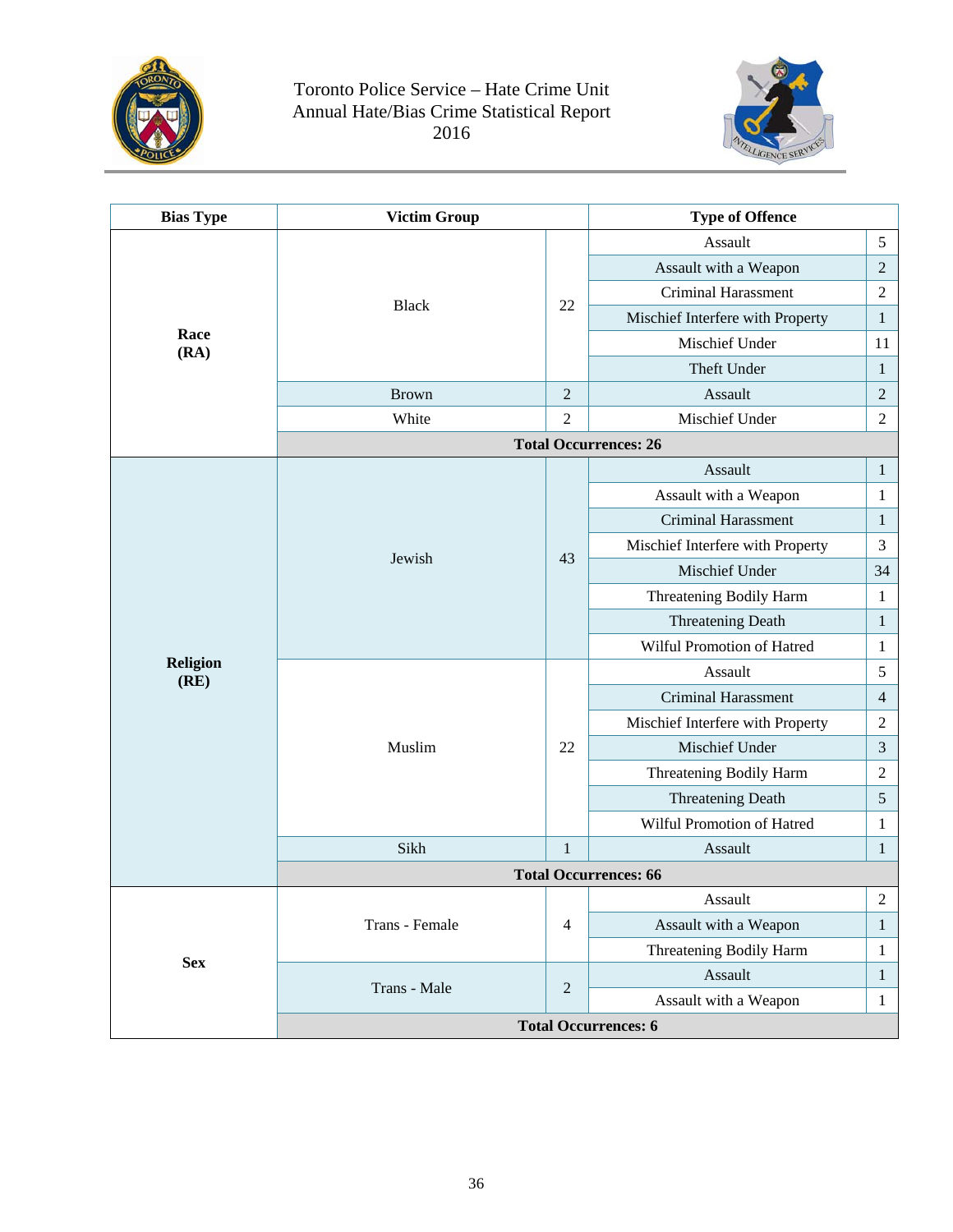| Bias Type | Victim Group | | Type of Offence | |
|---|---|---|---|---|
| **Race (RA)** | Black | 22 | Assault | 5 |
| | | | Assault with a Weapon | 2 |
| | | | Criminal Harassment | 2 |
| | | | Mischief Interfere with Property | 1 |
| | | | Mischief Under | 11 |
| | | | Theft Under | 1 |
| | Brown | 2 | Assault | 2 |
| | White | 2 | Mischief Under | 2 |
| | **Total Occurrences: 26** | | | |
| **Religion (RE)** | Jewish | 43 | Assault | 1 |
| | | | Assault with a Weapon | 1 |
| | | | Criminal Harassment | 1 |
| | | | Mischief Interfere with Property | 3 |
| | | | Mischief Under | 34 |
| | | | Threatening Bodily Harm | 1 |
| | | | Threatening Death | 1 |
| | | | Wilful Promotion of Hatred | 1 |
| | Muslim | 22 | Assault | 5 |
| | | | Criminal Harassment | 4 |
| | | | Mischief Interfere with Property | 2 |
| | | | Mischief Under | 3 |
| | | | Threatening Bodily Harm | 2 |
| | | | Threatening Death | 5 |
| | | | Wilful Promotion of Hatred | 1 |
| | Sikh | 1 | Assault | 1 |
| | **Total Occurrences: 66** | | | |
| **Sex** | Trans - Female | 4 | Assault | 2 |
| | | | Assault with a Weapon | 1 |
| | | | Threatening Bodily Harm | 1 |
| | Trans - Male | 2 | Assault | 1 |
| | | | Assault with a Weapon | 1 |
| | **Total Occurrences: 6** | | | |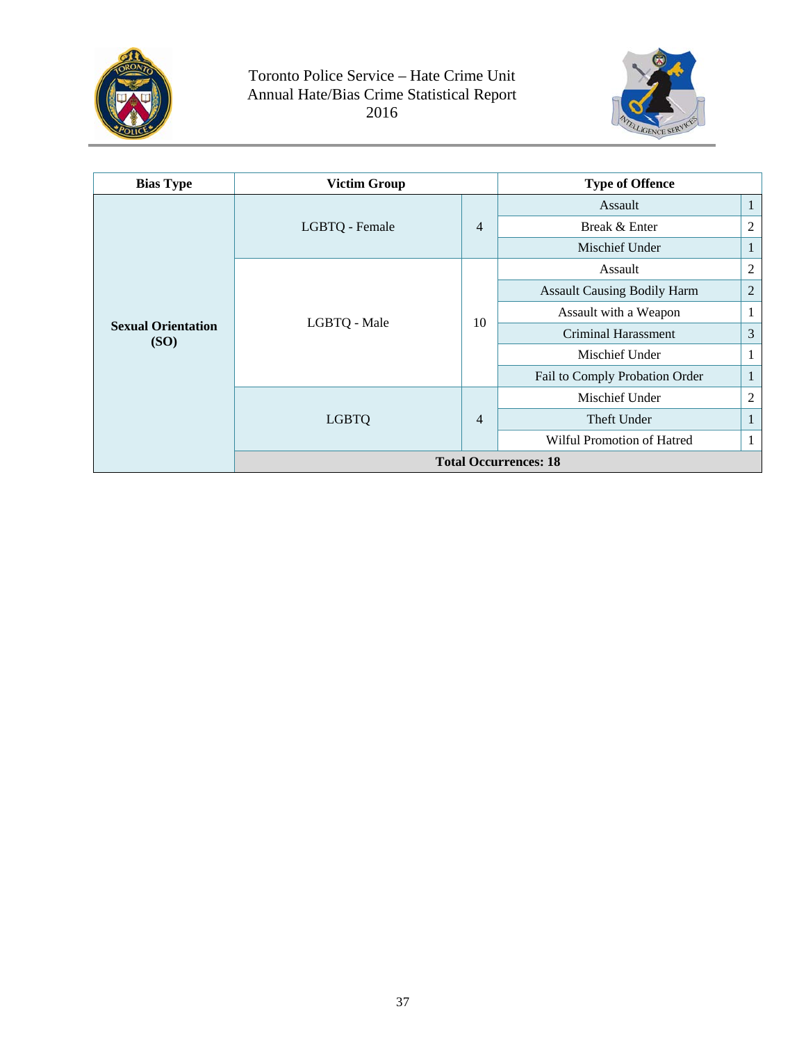| Bias Type | Victim Group | | Type of Offence | |
|---|---|---|---|---|
| Sexual Orientation (SO) | LGBTQ - Female | 4 | Assault | 1 |
| | | | Break & Enter | 2 |
| | | | Mischief Under | 1 |
| | LGBTQ - Male | 10 | Assault | 2 |
| | | | Assault Causing Bodily Harm | 2 |
| | | | Assault with a Weapon | 1 |
| | | | Criminal Harassment | 3 |
| | | | Mischief Under | 1 |
| | | | Fail to Comply Probation Order | 1 |
| | LGBTQ | 4 | Mischief Under | 2 |
| | | | Theft Under | 1 |
| | | | Wilful Promotion of Hatred | 1 |
| | **Total Occurrences: 18** | | | |